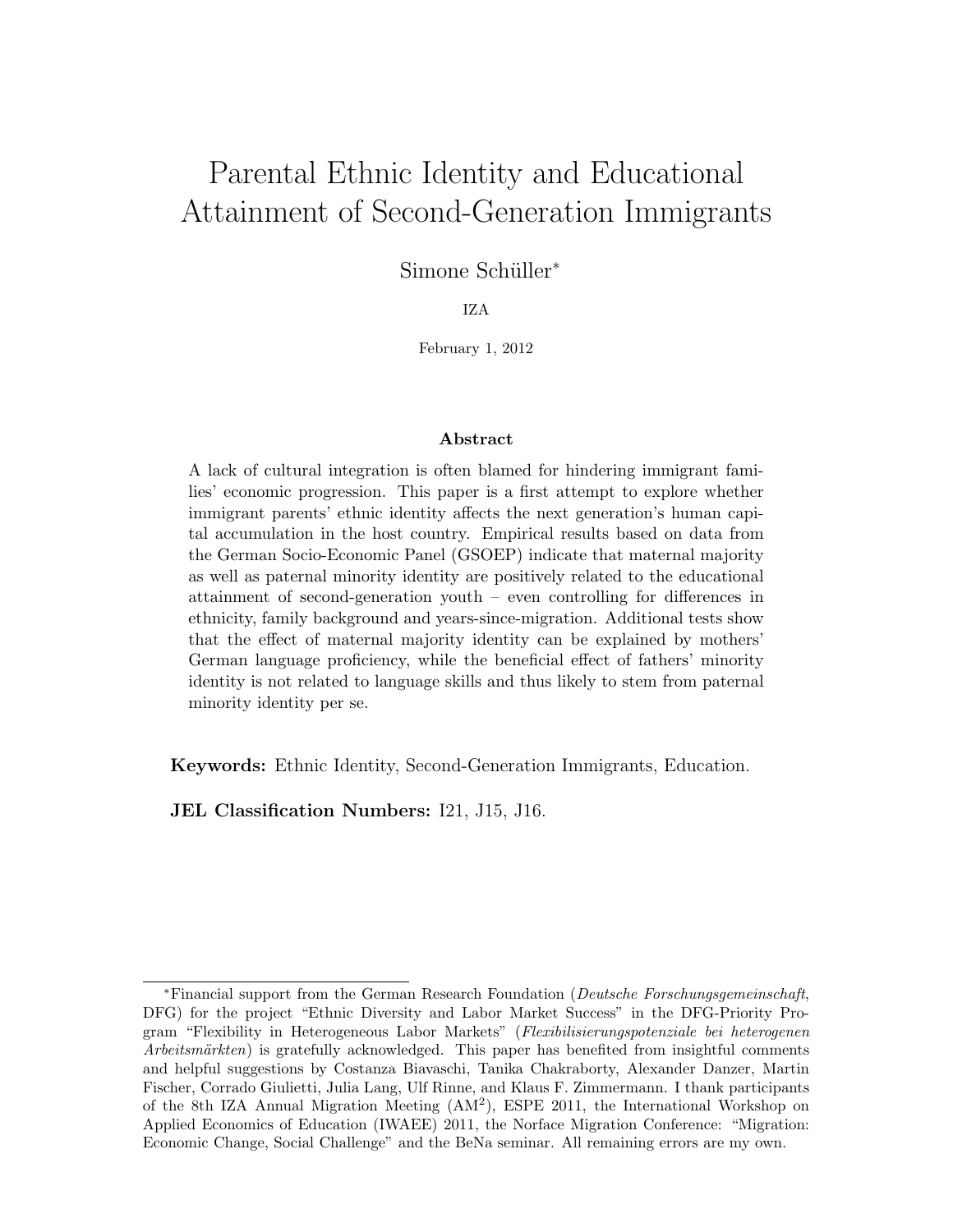# Parental Ethnic Identity and Educational Attainment of Second-Generation Immigrants

Simone Schüller*

IZA

February 1, 2012

## Abstract

A lack of cultural integration is often blamed for hindering immigrant families' economic progression. This paper is a first attempt to explore whether immigrant parents' ethnic identity affects the next generation's human capital accumulation in the host country. Empirical results based on data from the German Socio-Economic Panel (GSOEP) indicate that maternal majority as well as paternal minority identity are positively related to the educational attainment of second-generation youth – even controlling for differences in ethnicity, family background and years-since-migration. Additional tests show that the effect of maternal majority identity can be explained by mothers' German language proficiency, while the beneficial effect of fathers' minority identity is not related to language skills and thus likely to stem from paternal minority identity per se.

**Keywords:** Ethnic Identity, Second-Generation Immigrants, Education.

**JEL Classification Numbers:** I21, J15, J16.

---

*Financial support from the German Research Foundation (*Deutsche Forschungsgemeinschaft*, DFG) for the project "Ethnic Diversity and Labor Market Success" in the DFG-Priority Program "Flexibility in Heterogeneous Labor Markets" (*Flexibilisierungspotenziale bei heterogenen Arbeitsmärkten*) is gratefully acknowledged. This paper has benefited from insightful comments and helpful suggestions by Costanza Biavaschi, Tanika Chakraborty, Alexander Danzer, Martin Fischer, Corrado Giulietti, Julia Lang, Ulf Rinne, and Klaus F. Zimmermann. I thank participants of the 8th IZA Annual Migration Meeting (AM$^2$), ESPE 2011, the International Workshop on Applied Economics of Education (IWAEE) 2011, the Norface Migration Conference: "Migration: Economic Change, Social Challenge" and the BeNa seminar. All remaining errors are my own.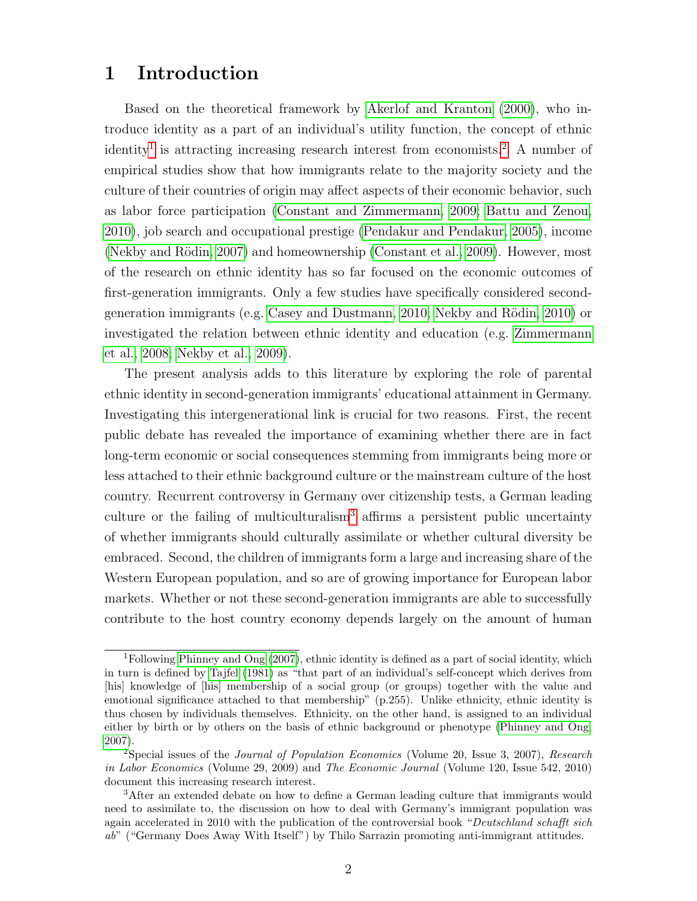# 1 Introduction

Based on the theoretical framework by Akerlof and Kranton (2000), who introduce identity as a part of an individual's utility function, the concept of ethnic identity[1] is attracting increasing research interest from economists.[2] A number of empirical studies show that how immigrants relate to the majority society and the culture of their countries of origin may affect aspects of their economic behavior, such as labor force participation (Constant and Zimmermann, 2009; Battu and Zenou, 2010), job search and occupational prestige (Pendakur and Pendakur, 2005), income (Nekby and Rödin, 2007) and homeownership (Constant et al., 2009). However, most of the research on ethnic identity has so far focused on the economic outcomes of first-generation immigrants. Only a few studies have specifically considered second-generation immigrants (e.g. Casey and Dustmann, 2010; Nekby and Rödin, 2010) or investigated the relation between ethnic identity and education (e.g. Zimmermann et al., 2008; Nekby et al., 2009).

The present analysis adds to this literature by exploring the role of parental ethnic identity in second-generation immigrants' educational attainment in Germany. Investigating this intergenerational link is crucial for two reasons. First, the recent public debate has revealed the importance of examining whether there are in fact long-term economic or social consequences stemming from immigrants being more or less attached to their ethnic background culture or the mainstream culture of the host country. Recurrent controversy in Germany over citizenship tests, a German leading culture or the failing of multiculturalism[3] affirms a persistent public uncertainty of whether immigrants should culturally assimilate or whether cultural diversity be embraced. Second, the children of immigrants form a large and increasing share of the Western European population, and so are of growing importance for European labor markets. Whether or not these second-generation immigrants are able to successfully contribute to the host country economy depends largely on the amount of human

---

[1] Following Phinney and Ong (2007), ethnic identity is defined as a part of social identity, which in turn is defined by Tajfel (1981) as "that part of an individual's self-concept which derives from [his] knowledge of [his] membership of a social group (or groups) together with the value and emotional significance attached to that membership" (p.255). Unlike ethnicity, ethnic identity is thus chosen by individuals themselves. Ethnicity, on the other hand, is assigned to an individual either by birth or by others on the basis of ethnic background or phenotype (Phinney and Ong, 2007).

[2] Special issues of the *Journal of Population Economics* (Volume 20, Issue 3, 2007), *Research in Labor Economics* (Volume 29, 2009) and *The Economic Journal* (Volume 120, Issue 542, 2010) document this increasing research interest.

[3] After an extended debate on how to define a German leading culture that immigrants would need to assimilate to, the discussion on how to deal with Germany's immigrant population was again accelerated in 2010 with the publication of the controversial book "*Deutschland schafft sich ab*" ("Germany Does Away With Itself") by Thilo Sarrazin promoting anti-immigrant attitudes.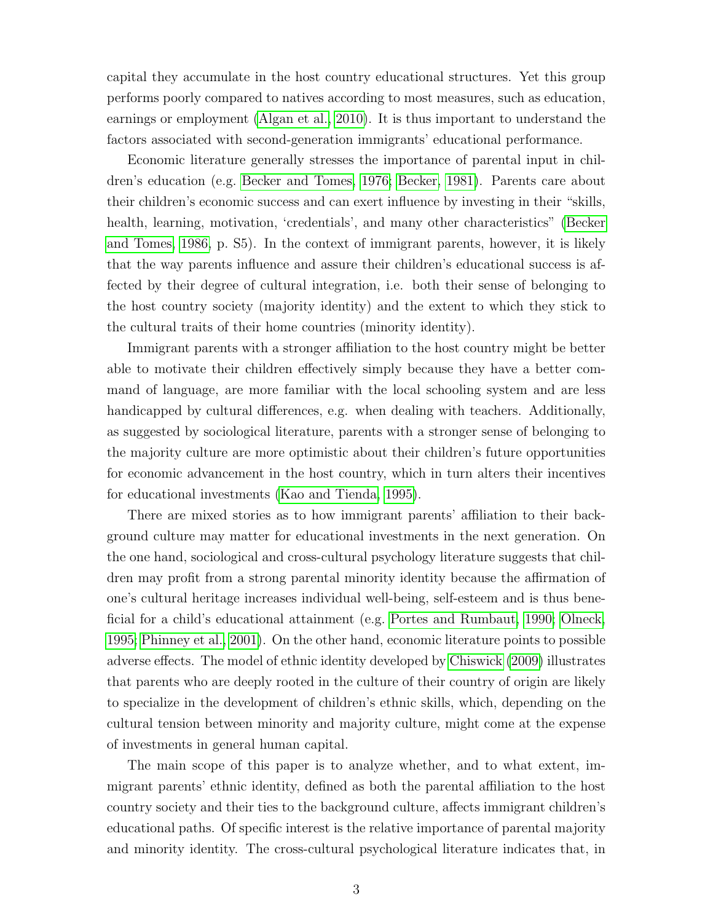capital they accumulate in the host country educational structures. Yet this group performs poorly compared to natives according to most measures, such as education, earnings or employment (Algan et al., 2010). It is thus important to understand the factors associated with second-generation immigrants' educational performance.

Economic literature generally stresses the importance of parental input in children's education (e.g. Becker and Tomes, 1976; Becker, 1981). Parents care about their children's economic success and can exert influence by investing in their "skills, health, learning, motivation, 'credentials', and many other characteristics" (Becker and Tomes, 1986, p. S5). In the context of immigrant parents, however, it is likely that the way parents influence and assure their children's educational success is affected by their degree of cultural integration, i.e. both their sense of belonging to the host country society (majority identity) and the extent to which they stick to the cultural traits of their home countries (minority identity).

Immigrant parents with a stronger affiliation to the host country might be better able to motivate their children effectively simply because they have a better command of language, are more familiar with the local schooling system and are less handicapped by cultural differences, e.g. when dealing with teachers. Additionally, as suggested by sociological literature, parents with a stronger sense of belonging to the majority culture are more optimistic about their children's future opportunities for economic advancement in the host country, which in turn alters their incentives for educational investments (Kao and Tienda, 1995).

There are mixed stories as to how immigrant parents' affiliation to their background culture may matter for educational investments in the next generation. On the one hand, sociological and cross-cultural psychology literature suggests that children may profit from a strong parental minority identity because the affirmation of one's cultural heritage increases individual well-being, self-esteem and is thus beneficial for a child's educational attainment (e.g. Portes and Rumbaut, 1990; Olneck, 1995; Phinney et al., 2001). On the other hand, economic literature points to possible adverse effects. The model of ethnic identity developed by Chiswick (2009) illustrates that parents who are deeply rooted in the culture of their country of origin are likely to specialize in the development of children's ethnic skills, which, depending on the cultural tension between minority and majority culture, might come at the expense of investments in general human capital.

The main scope of this paper is to analyze whether, and to what extent, immigrant parents' ethnic identity, defined as both the parental affiliation to the host country society and their ties to the background culture, affects immigrant children's educational paths. Of specific interest is the relative importance of parental majority and minority identity. The cross-cultural psychological literature indicates that, in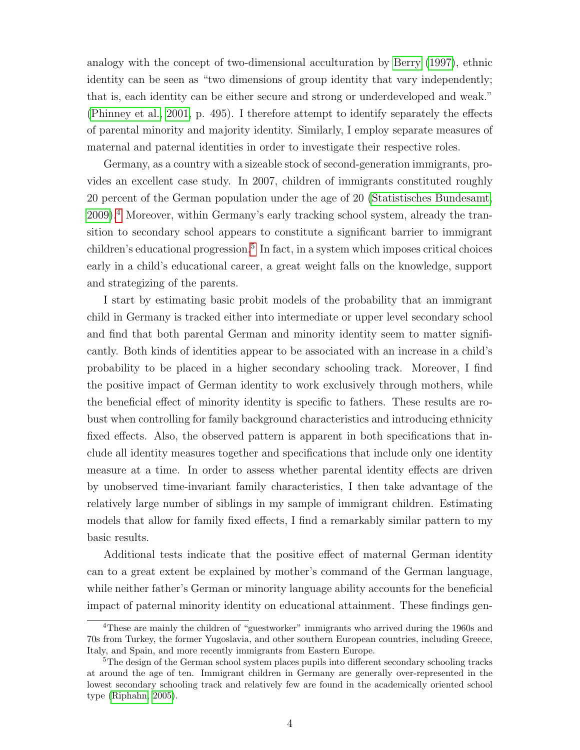analogy with the concept of two-dimensional acculturation by Berry (1997), ethnic identity can be seen as "two dimensions of group identity that vary independently; that is, each identity can be either secure and strong or underdeveloped and weak." (Phinney et al., 2001, p. 495). I therefore attempt to identify separately the effects of parental minority and majority identity. Similarly, I employ separate measures of maternal and paternal identities in order to investigate their respective roles.

Germany, as a country with a sizeable stock of second-generation immigrants, provides an excellent case study. In 2007, children of immigrants constituted roughly 20 percent of the German population under the age of 20 (Statistisches Bundesamt, 2009).[4] Moreover, within Germany's early tracking school system, already the transition to secondary school appears to constitute a significant barrier to immigrant children's educational progression.[5] In fact, in a system which imposes critical choices early in a child's educational career, a great weight falls on the knowledge, support and strategizing of the parents.

I start by estimating basic probit models of the probability that an immigrant child in Germany is tracked either into intermediate or upper level secondary school and find that both parental German and minority identity seem to matter significantly. Both kinds of identities appear to be associated with an increase in a child's probability to be placed in a higher secondary schooling track. Moreover, I find the positive impact of German identity to work exclusively through mothers, while the beneficial effect of minority identity is specific to fathers. These results are robust when controlling for family background characteristics and introducing ethnicity fixed effects. Also, the observed pattern is apparent in both specifications that include all identity measures together and specifications that include only one identity measure at a time. In order to assess whether parental identity effects are driven by unobserved time-invariant family characteristics, I then take advantage of the relatively large number of siblings in my sample of immigrant children. Estimating models that allow for family fixed effects, I find a remarkably similar pattern to my basic results.

Additional tests indicate that the positive effect of maternal German identity can to a great extent be explained by mother's command of the German language, while neither father's German or minority language ability accounts for the beneficial impact of paternal minority identity on educational attainment. These findings gen-

[4] These are mainly the children of "guestworker" immigrants who arrived during the 1960s and 70s from Turkey, the former Yugoslavia, and other southern European countries, including Greece, Italy, and Spain, and more recently immigrants from Eastern Europe.

[5] The design of the German school system places pupils into different secondary schooling tracks at around the age of ten. Immigrant children in Germany are generally over-represented in the lowest secondary schooling track and relatively few are found in the academically oriented school type (Riphahn, 2005).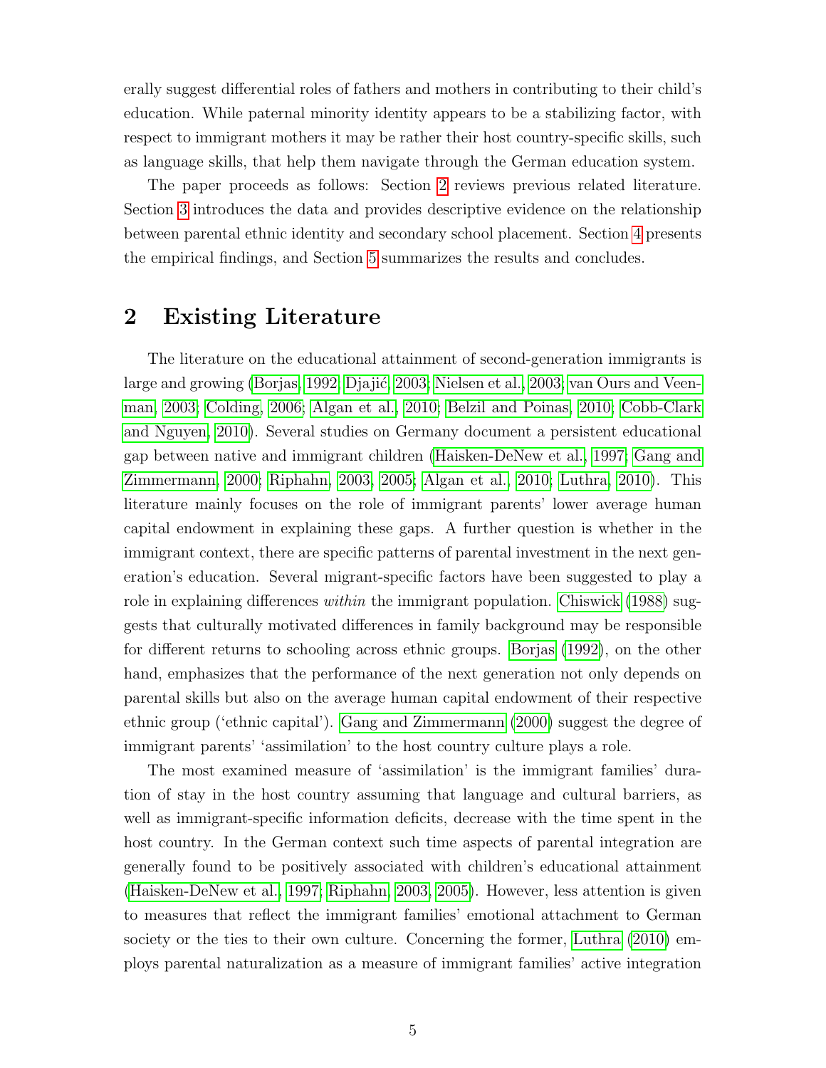erally suggest differential roles of fathers and mothers in contributing to their child's education. While paternal minority identity appears to be a stabilizing factor, with respect to immigrant mothers it may be rather their host country-specific skills, such as language skills, that help them navigate through the German education system.

The paper proceeds as follows: Section 2 reviews previous related literature. Section 3 introduces the data and provides descriptive evidence on the relationship between parental ethnic identity and secondary school placement. Section 4 presents the empirical findings, and Section 5 summarizes the results and concludes.

## 2 Existing Literature

The literature on the educational attainment of second-generation immigrants is large and growing (Borjas, 1992; Djajić, 2003; Nielsen et al., 2003; van Ours and Veenman, 2003; Colding, 2006; Algan et al., 2010; Belzil and Poinas, 2010; Cobb-Clark and Nguyen, 2010). Several studies on Germany document a persistent educational gap between native and immigrant children (Haisken-DeNew et al., 1997; Gang and Zimmermann, 2000; Riphahn, 2003, 2005; Algan et al., 2010; Luthra, 2010). This literature mainly focuses on the role of immigrant parents' lower average human capital endowment in explaining these gaps. A further question is whether in the immigrant context, there are specific patterns of parental investment in the next generation's education. Several migrant-specific factors have been suggested to play a role in explaining differences *within* the immigrant population. Chiswick (1988) suggests that culturally motivated differences in family background may be responsible for different returns to schooling across ethnic groups. Borjas (1992), on the other hand, emphasizes that the performance of the next generation not only depends on parental skills but also on the average human capital endowment of their respective ethnic group ('ethnic capital'). Gang and Zimmermann (2000) suggest the degree of immigrant parents' 'assimilation' to the host country culture plays a role.

The most examined measure of 'assimilation' is the immigrant families' duration of stay in the host country assuming that language and cultural barriers, as well as immigrant-specific information deficits, decrease with the time spent in the host country. In the German context such time aspects of parental integration are generally found to be positively associated with children's educational attainment (Haisken-DeNew et al., 1997; Riphahn, 2003, 2005). However, less attention is given to measures that reflect the immigrant families' emotional attachment to German society or the ties to their own culture. Concerning the former, Luthra (2010) employs parental naturalization as a measure of immigrant families' active integration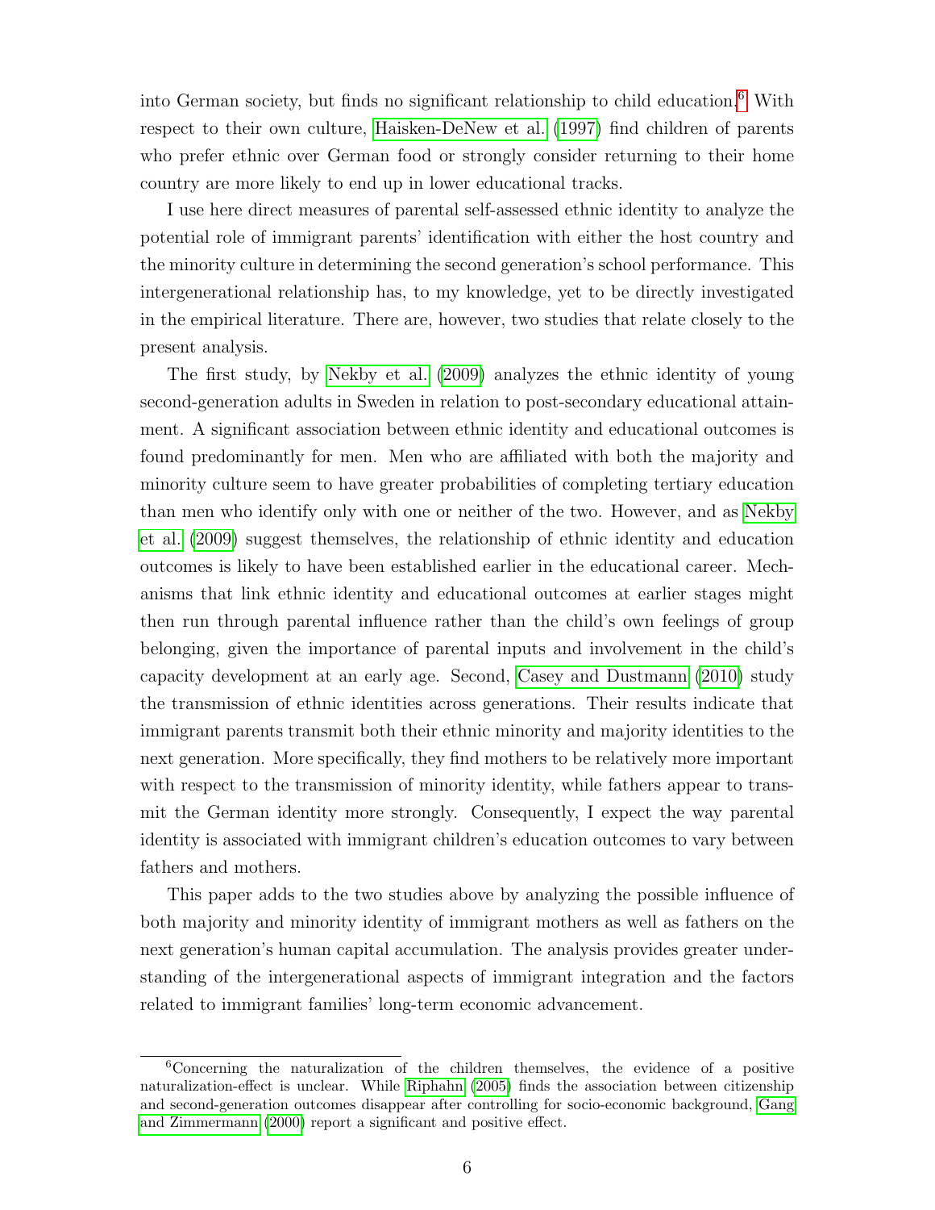into German society, but finds no significant relationship to child education.[6] With respect to their own culture, Haisken-DeNew et al. (1997) find children of parents who prefer ethnic over German food or strongly consider returning to their home country are more likely to end up in lower educational tracks.

I use here direct measures of parental self-assessed ethnic identity to analyze the potential role of immigrant parents' identification with either the host country and the minority culture in determining the second generation's school performance. This intergenerational relationship has, to my knowledge, yet to be directly investigated in the empirical literature. There are, however, two studies that relate closely to the present analysis.

The first study, by Nekby et al. (2009) analyzes the ethnic identity of young second-generation adults in Sweden in relation to post-secondary educational attainment. A significant association between ethnic identity and educational outcomes is found predominantly for men. Men who are affiliated with both the majority and minority culture seem to have greater probabilities of completing tertiary education than men who identify only with one or neither of the two. However, and as Nekby et al. (2009) suggest themselves, the relationship of ethnic identity and education outcomes is likely to have been established earlier in the educational career. Mechanisms that link ethnic identity and educational outcomes at earlier stages might then run through parental influence rather than the child's own feelings of group belonging, given the importance of parental inputs and involvement in the child's capacity development at an early age. Second, Casey and Dustmann (2010) study the transmission of ethnic identities across generations. Their results indicate that immigrant parents transmit both their ethnic minority and majority identities to the next generation. More specifically, they find mothers to be relatively more important with respect to the transmission of minority identity, while fathers appear to transmit the German identity more strongly. Consequently, I expect the way parental identity is associated with immigrant children's education outcomes to vary between fathers and mothers.

This paper adds to the two studies above by analyzing the possible influence of both majority and minority identity of immigrant mothers as well as fathers on the next generation's human capital accumulation. The analysis provides greater understanding of the intergenerational aspects of immigrant integration and the factors related to immigrant families' long-term economic advancement.

[6] Concerning the naturalization of the children themselves, the evidence of a positive naturalization-effect is unclear. While Riphahn (2005) finds the association between citizenship and second-generation outcomes disappear after controlling for socio-economic background, Gang and Zimmermann (2000) report a significant and positive effect.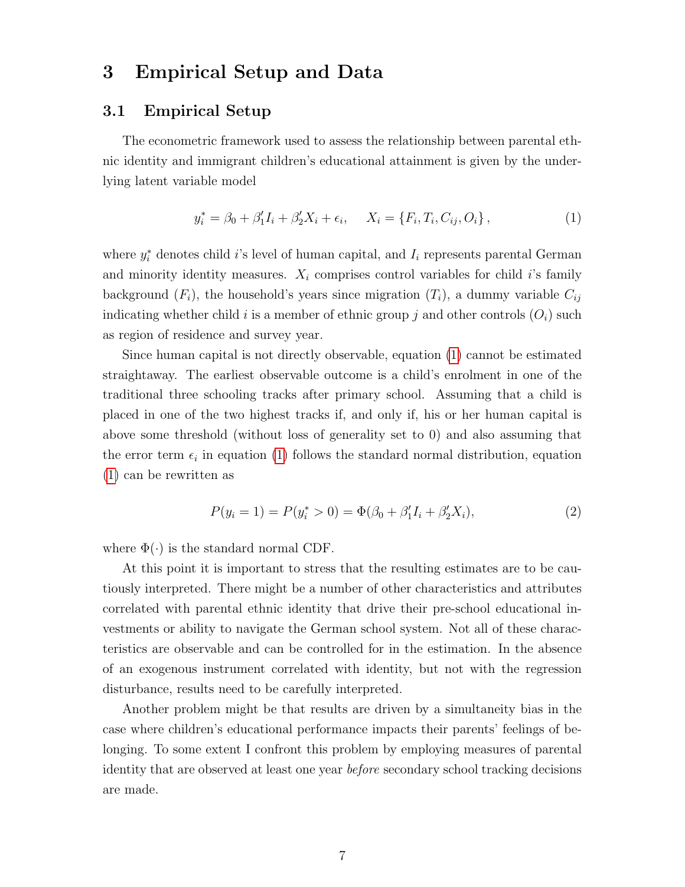# 3 Empirical Setup and Data

## 3.1 Empirical Setup

The econometric framework used to assess the relationship between parental ethnic identity and immigrant children's educational attainment is given by the underlying latent variable model

$$y_i^* = \beta_0 + \beta_1' I_i + \beta_2' X_i + \epsilon_i, \quad X_i = \{F_i, T_i, C_{ij}, O_i\}, \tag{1}$$

where $y_i^*$ denotes child $i$'s level of human capital, and $I_i$ represents parental German and minority identity measures. $X_i$ comprises control variables for child $i$'s family background ($F_i$), the household's years since migration ($T_i$), a dummy variable $C_{ij}$ indicating whether child $i$ is a member of ethnic group $j$ and other controls ($O_i$) such as region of residence and survey year.

Since human capital is not directly observable, equation (1) cannot be estimated straightaway. The earliest observable outcome is a child's enrolment in one of the traditional three schooling tracks after primary school. Assuming that a child is placed in one of the two highest tracks if, and only if, his or her human capital is above some threshold (without loss of generality set to 0) and also assuming that the error term $\epsilon_i$ in equation (1) follows the standard normal distribution, equation (1) can be rewritten as

$$P(y_i = 1) = P(y_i^* > 0) = \Phi(\beta_0 + \beta_1' I_i + \beta_2' X_i), \tag{2}$$

where $\Phi(\cdot)$ is the standard normal CDF.

At this point it is important to stress that the resulting estimates are to be cautiously interpreted. There might be a number of other characteristics and attributes correlated with parental ethnic identity that drive their pre-school educational investments or ability to navigate the German school system. Not all of these characteristics are observable and can be controlled for in the estimation. In the absence of an exogenous instrument correlated with identity, but not with the regression disturbance, results need to be carefully interpreted.

Another problem might be that results are driven by a simultaneity bias in the case where children's educational performance impacts their parents' feelings of belonging. To some extent I confront this problem by employing measures of parental identity that are observed at least one year *before* secondary school tracking decisions are made.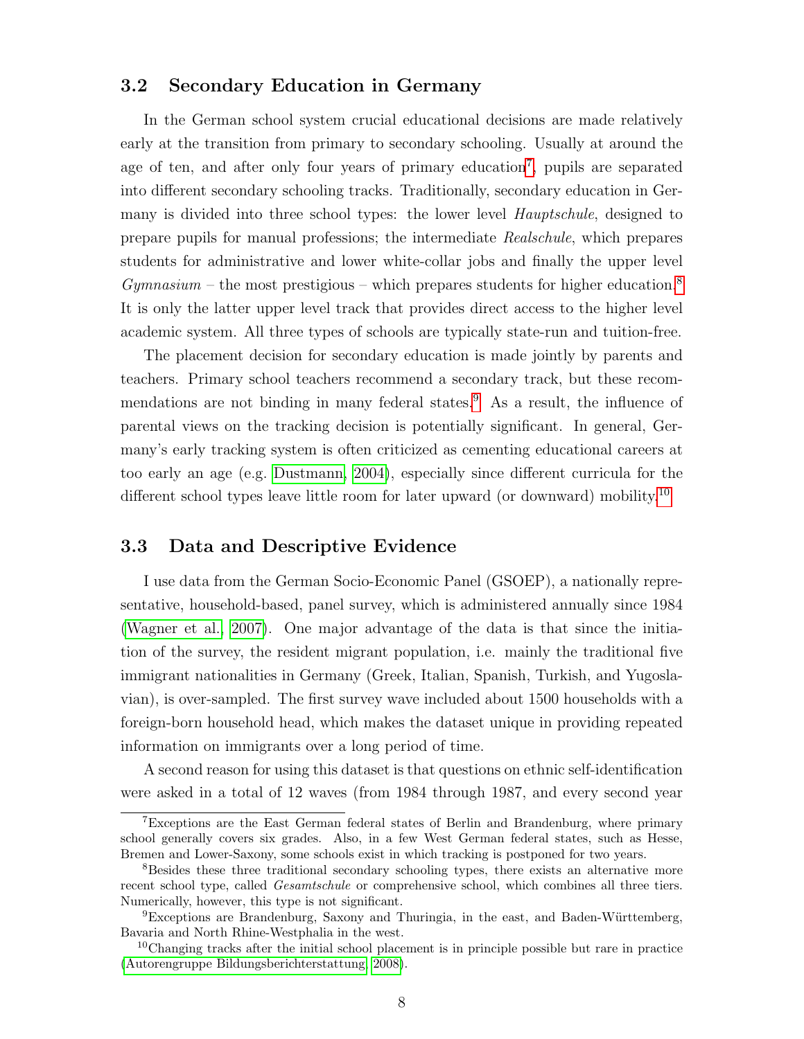## 3.2 Secondary Education in Germany

In the German school system crucial educational decisions are made relatively early at the transition from primary to secondary schooling. Usually at around the age of ten, and after only four years of primary education[7], pupils are separated into different secondary schooling tracks. Traditionally, secondary education in Germany is divided into three school types: the lower level *Hauptschule*, designed to prepare pupils for manual professions; the intermediate *Realschule*, which prepares students for administrative and lower white-collar jobs and finally the upper level *Gymnasium* – the most prestigious – which prepares students for higher education.[8] It is only the latter upper level track that provides direct access to the higher level academic system. All three types of schools are typically state-run and tuition-free.

The placement decision for secondary education is made jointly by parents and teachers. Primary school teachers recommend a secondary track, but these recommendations are not binding in many federal states.[9] As a result, the influence of parental views on the tracking decision is potentially significant. In general, Germany's early tracking system is often criticized as cementing educational careers at too early an age (e.g. Dustmann, 2004), especially since different curricula for the different school types leave little room for later upward (or downward) mobility.[10]

## 3.3 Data and Descriptive Evidence

I use data from the German Socio-Economic Panel (GSOEP), a nationally representative, household-based, panel survey, which is administered annually since 1984 (Wagner et al., 2007). One major advantage of the data is that since the initiation of the survey, the resident migrant population, i.e. mainly the traditional five immigrant nationalities in Germany (Greek, Italian, Spanish, Turkish, and Yugoslavian), is over-sampled. The first survey wave included about 1500 households with a foreign-born household head, which makes the dataset unique in providing repeated information on immigrants over a long period of time.

A second reason for using this dataset is that questions on ethnic self-identification were asked in a total of 12 waves (from 1984 through 1987, and every second year

[7] Exceptions are the East German federal states of Berlin and Brandenburg, where primary school generally covers six grades. Also, in a few West German federal states, such as Hesse, Bremen and Lower-Saxony, some schools exist in which tracking is postponed for two years.

[8] Besides these three traditional secondary schooling types, there exists an alternative more recent school type, called *Gesamtschule* or comprehensive school, which combines all three tiers. Numerically, however, this type is not significant.

[9] Exceptions are Brandenburg, Saxony and Thuringia, in the east, and Baden-Württemberg, Bavaria and North Rhine-Westphalia in the west.

[10] Changing tracks after the initial school placement is in principle possible but rare in practice (Autorengruppe Bildungsberichterstattung, 2008).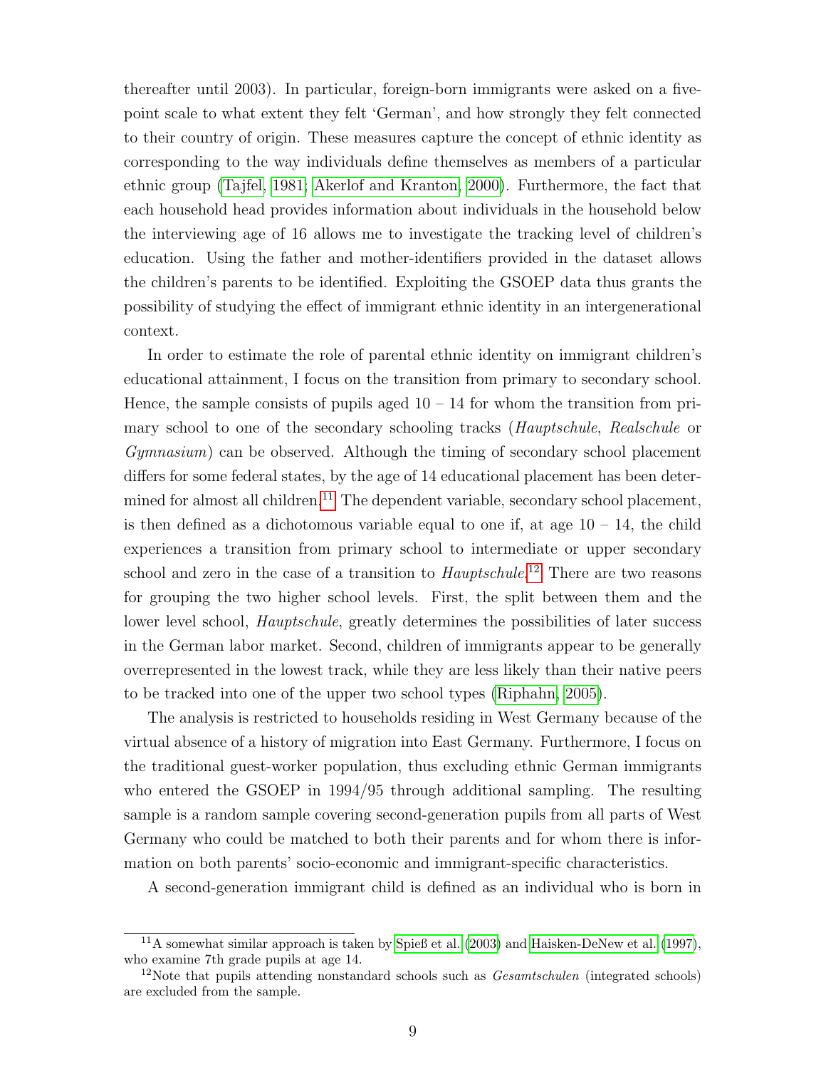thereafter until 2003). In particular, foreign-born immigrants were asked on a five-point scale to what extent they felt 'German', and how strongly they felt connected to their country of origin. These measures capture the concept of ethnic identity as corresponding to the way individuals define themselves as members of a particular ethnic group (Tajfel, 1981; Akerlof and Kranton, 2000). Furthermore, the fact that each household head provides information about individuals in the household below the interviewing age of 16 allows me to investigate the tracking level of children's education. Using the father and mother-identifiers provided in the dataset allows the children's parents to be identified. Exploiting the GSOEP data thus grants the possibility of studying the effect of immigrant ethnic identity in an intergenerational context.

In order to estimate the role of parental ethnic identity on immigrant children's educational attainment, I focus on the transition from primary to secondary school. Hence, the sample consists of pupils aged 10 – 14 for whom the transition from primary school to one of the secondary schooling tracks (*Hauptschule*, *Realschule* or *Gymnasium*) can be observed. Although the timing of secondary school placement differs for some federal states, by the age of 14 educational placement has been determined for almost all children.[11] The dependent variable, secondary school placement, is then defined as a dichotomous variable equal to one if, at age 10 – 14, the child experiences a transition from primary school to intermediate or upper secondary school and zero in the case of a transition to *Hauptschule*.[12] There are two reasons for grouping the two higher school levels. First, the split between them and the lower level school, *Hauptschule*, greatly determines the possibilities of later success in the German labor market. Second, children of immigrants appear to be generally overrepresented in the lowest track, while they are less likely than their native peers to be tracked into one of the upper two school types (Riphahn, 2005).

The analysis is restricted to households residing in West Germany because of the virtual absence of a history of migration into East Germany. Furthermore, I focus on the traditional guest-worker population, thus excluding ethnic German immigrants who entered the GSOEP in 1994/95 through additional sampling. The resulting sample is a random sample covering second-generation pupils from all parts of West Germany who could be matched to both their parents and for whom there is information on both parents' socio-economic and immigrant-specific characteristics.

A second-generation immigrant child is defined as an individual who is born in

[11] A somewhat similar approach is taken by Spieß et al. (2003) and Haisken-DeNew et al. (1997), who examine 7th grade pupils at age 14.

[12] Note that pupils attending nonstandard schools such as *Gesamtschulen* (integrated schools) are excluded from the sample.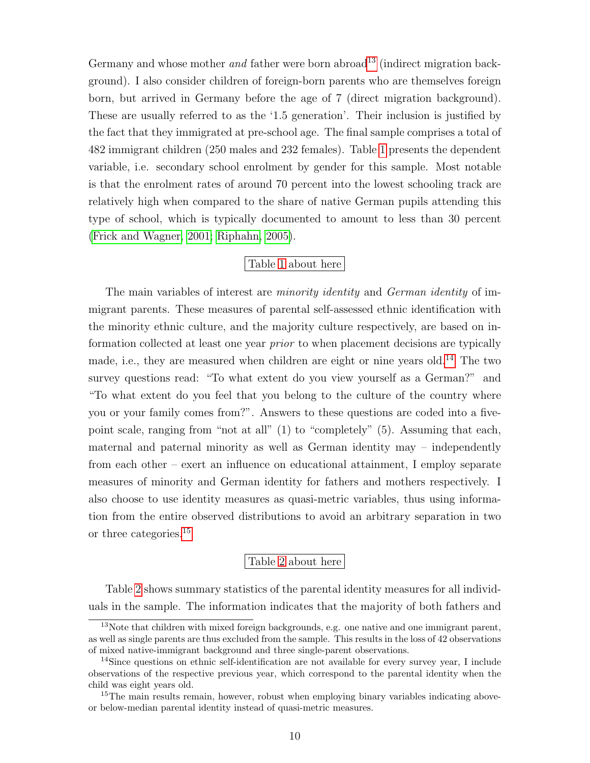Germany and whose mother *and* father were born abroad[13] (indirect migration background). I also consider children of foreign-born parents who are themselves foreign born, but arrived in Germany before the age of 7 (direct migration background). These are usually referred to as the '1.5 generation'. Their inclusion is justified by the fact that they immigrated at pre-school age. The final sample comprises a total of 482 immigrant children (250 males and 232 females). Table 1 presents the dependent variable, i.e. secondary school enrolment by gender for this sample. Most notable is that the enrolment rates of around 70 percent into the lowest schooling track are relatively high when compared to the share of native German pupils attending this type of school, which is typically documented to amount to less than 30 percent (Frick and Wagner, 2001; Riphahn, 2005).

Table 1 about here

The main variables of interest are *minority identity* and *German identity* of immigrant parents. These measures of parental self-assessed ethnic identification with the minority ethnic culture, and the majority culture respectively, are based on information collected at least one year *prior* to when placement decisions are typically made, i.e., they are measured when children are eight or nine years old.[14] The two survey questions read: "To what extent do you view yourself as a German?" and "To what extent do you feel that you belong to the culture of the country where you or your family comes from?". Answers to these questions are coded into a five-point scale, ranging from "not at all" (1) to "completely" (5). Assuming that each, maternal and paternal minority as well as German identity may – independently from each other – exert an influence on educational attainment, I employ separate measures of minority and German identity for fathers and mothers respectively. I also choose to use identity measures as quasi-metric variables, thus using information from the entire observed distributions to avoid an arbitrary separation in two or three categories.[15]

Table 2 about here

Table 2 shows summary statistics of the parental identity measures for all individuals in the sample. The information indicates that the majority of both fathers and

[13] Note that children with mixed foreign backgrounds, e.g. one native and one immigrant parent, as well as single parents are thus excluded from the sample. This results in the loss of 42 observations of mixed native-immigrant background and three single-parent observations.

[14] Since questions on ethnic self-identification are not available for every survey year, I include observations of the respective previous year, which correspond to the parental identity when the child was eight years old.

[15] The main results remain, however, robust when employing binary variables indicating above- or below-median parental identity instead of quasi-metric measures.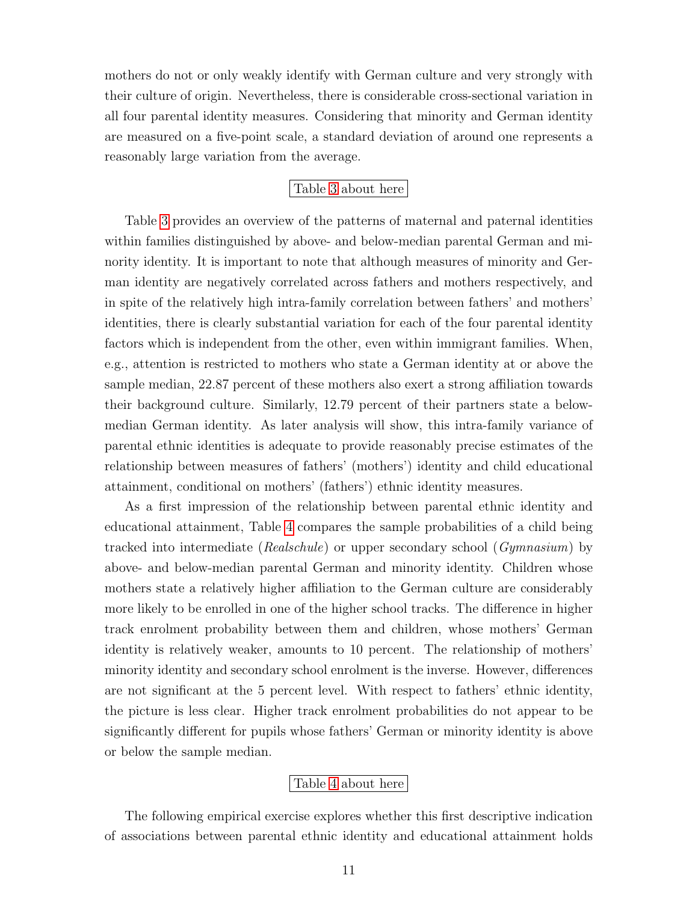mothers do not or only weakly identify with German culture and very strongly with their culture of origin. Nevertheless, there is considerable cross-sectional variation in all four parental identity measures. Considering that minority and German identity are measured on a five-point scale, a standard deviation of around one represents a reasonably large variation from the average.

Table 3 about here

Table 3 provides an overview of the patterns of maternal and paternal identities within families distinguished by above- and below-median parental German and minority identity. It is important to note that although measures of minority and German identity are negatively correlated across fathers and mothers respectively, and in spite of the relatively high intra-family correlation between fathers' and mothers' identities, there is clearly substantial variation for each of the four parental identity factors which is independent from the other, even within immigrant families. When, e.g., attention is restricted to mothers who state a German identity at or above the sample median, 22.87 percent of these mothers also exert a strong affiliation towards their background culture. Similarly, 12.79 percent of their partners state a below-median German identity. As later analysis will show, this intra-family variance of parental ethnic identities is adequate to provide reasonably precise estimates of the relationship between measures of fathers' (mothers') identity and child educational attainment, conditional on mothers' (fathers') ethnic identity measures.

As a first impression of the relationship between parental ethnic identity and educational attainment, Table 4 compares the sample probabilities of a child being tracked into intermediate (*Realschule*) or upper secondary school (*Gymnasium*) by above- and below-median parental German and minority identity. Children whose mothers state a relatively higher affiliation to the German culture are considerably more likely to be enrolled in one of the higher school tracks. The difference in higher track enrolment probability between them and children, whose mothers' German identity is relatively weaker, amounts to 10 percent. The relationship of mothers' minority identity and secondary school enrolment is the inverse. However, differences are not significant at the 5 percent level. With respect to fathers' ethnic identity, the picture is less clear. Higher track enrolment probabilities do not appear to be significantly different for pupils whose fathers' German or minority identity is above or below the sample median.

Table 4 about here

The following empirical exercise explores whether this first descriptive indication of associations between parental ethnic identity and educational attainment holds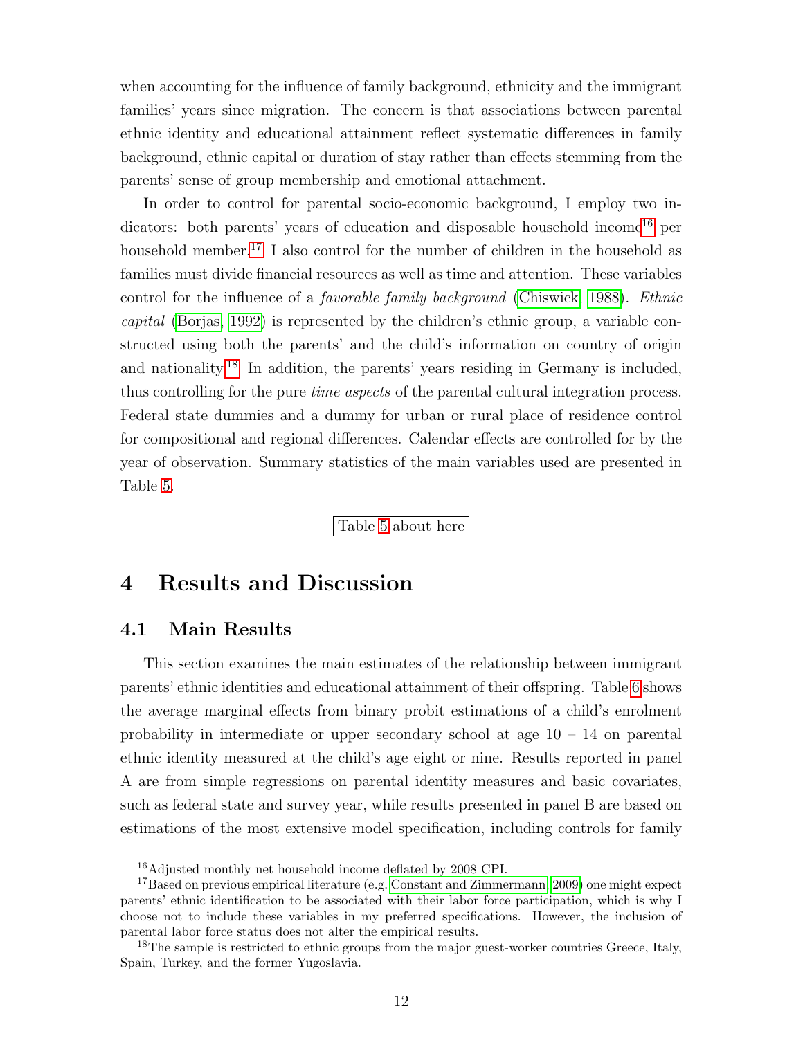when accounting for the influence of family background, ethnicity and the immigrant families' years since migration. The concern is that associations between parental ethnic identity and educational attainment reflect systematic differences in family background, ethnic capital or duration of stay rather than effects stemming from the parents' sense of group membership and emotional attachment.

In order to control for parental socio-economic background, I employ two indicators: both parents' years of education and disposable household income[16] per household member.[17] I also control for the number of children in the household as families must divide financial resources as well as time and attention. These variables control for the influence of a *favorable family background* (Chiswick, 1988). *Ethnic capital* (Borjas, 1992) is represented by the children's ethnic group, a variable constructed using both the parents' and the child's information on country of origin and nationality.[18] In addition, the parents' years residing in Germany is included, thus controlling for the pure *time aspects* of the parental cultural integration process. Federal state dummies and a dummy for urban or rural place of residence control for compositional and regional differences. Calendar effects are controlled for by the year of observation. Summary statistics of the main variables used are presented in Table 5.

Table 5 about here

# 4 Results and Discussion

## 4.1 Main Results

This section examines the main estimates of the relationship between immigrant parents' ethnic identities and educational attainment of their offspring. Table 6 shows the average marginal effects from binary probit estimations of a child's enrolment probability in intermediate or upper secondary school at age 10 – 14 on parental ethnic identity measured at the child's age eight or nine. Results reported in panel A are from simple regressions on parental identity measures and basic covariates, such as federal state and survey year, while results presented in panel B are based on estimations of the most extensive model specification, including controls for family

[16] Adjusted monthly net household income deflated by 2008 CPI.

[17] Based on previous empirical literature (e.g. Constant and Zimmermann, 2009) one might expect parents' ethnic identification to be associated with their labor force participation, which is why I choose not to include these variables in my preferred specifications. However, the inclusion of parental labor force status does not alter the empirical results.

[18] The sample is restricted to ethnic groups from the major guest-worker countries Greece, Italy, Spain, Turkey, and the former Yugoslavia.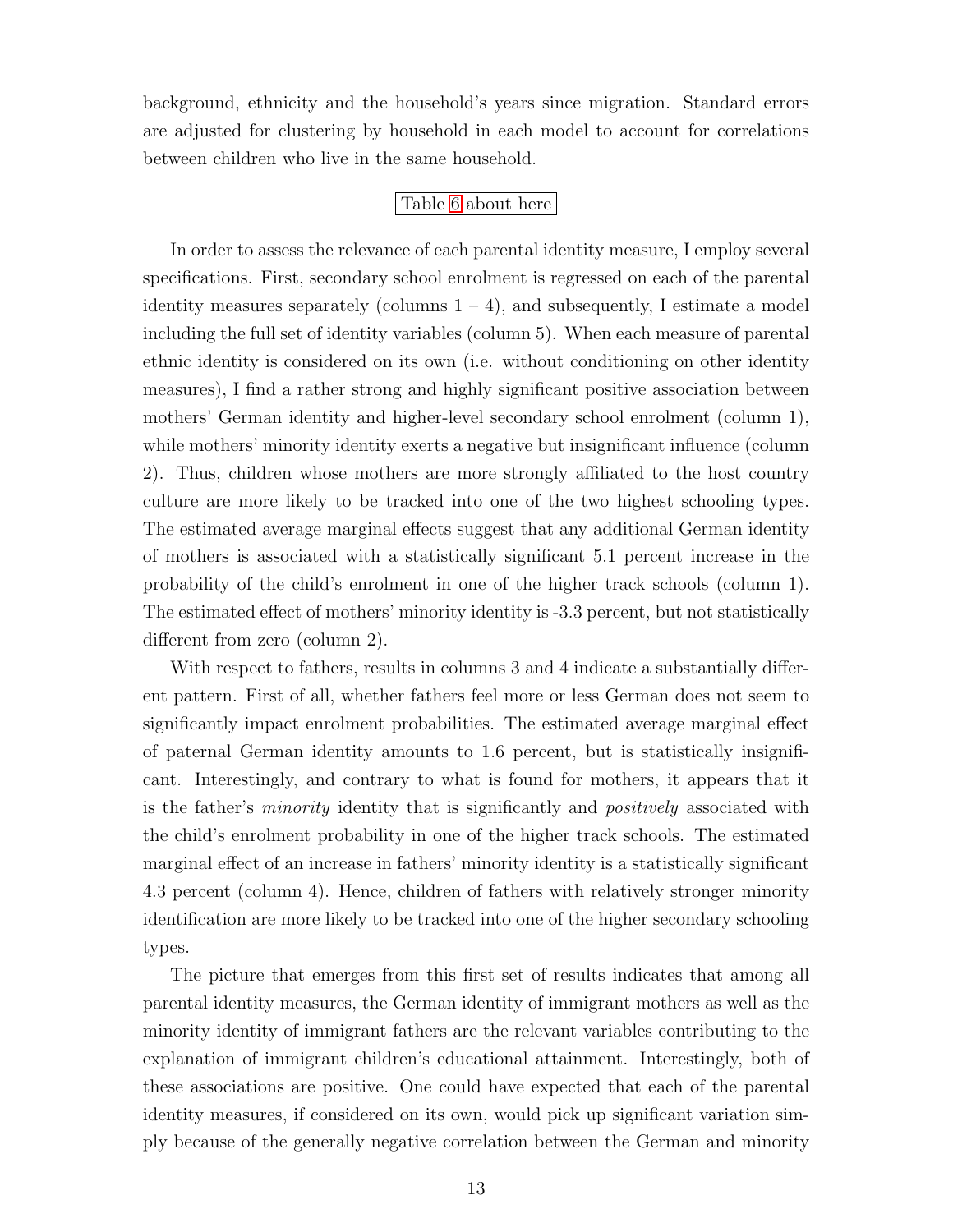background, ethnicity and the household's years since migration. Standard errors are adjusted for clustering by household in each model to account for correlations between children who live in the same household.

Table 6 about here

In order to assess the relevance of each parental identity measure, I employ several specifications. First, secondary school enrolment is regressed on each of the parental identity measures separately (columns 1 – 4), and subsequently, I estimate a model including the full set of identity variables (column 5). When each measure of parental ethnic identity is considered on its own (i.e. without conditioning on other identity measures), I find a rather strong and highly significant positive association between mothers' German identity and higher-level secondary school enrolment (column 1), while mothers' minority identity exerts a negative but insignificant influence (column 2). Thus, children whose mothers are more strongly affiliated to the host country culture are more likely to be tracked into one of the two highest schooling types. The estimated average marginal effects suggest that any additional German identity of mothers is associated with a statistically significant 5.1 percent increase in the probability of the child's enrolment in one of the higher track schools (column 1). The estimated effect of mothers' minority identity is -3.3 percent, but not statistically different from zero (column 2).

With respect to fathers, results in columns 3 and 4 indicate a substantially different pattern. First of all, whether fathers feel more or less German does not seem to significantly impact enrolment probabilities. The estimated average marginal effect of paternal German identity amounts to 1.6 percent, but is statistically insignificant. Interestingly, and contrary to what is found for mothers, it appears that it is the father's *minority* identity that is significantly and *positively* associated with the child's enrolment probability in one of the higher track schools. The estimated marginal effect of an increase in fathers' minority identity is a statistically significant 4.3 percent (column 4). Hence, children of fathers with relatively stronger minority identification are more likely to be tracked into one of the higher secondary schooling types.

The picture that emerges from this first set of results indicates that among all parental identity measures, the German identity of immigrant mothers as well as the minority identity of immigrant fathers are the relevant variables contributing to the explanation of immigrant children's educational attainment. Interestingly, both of these associations are positive. One could have expected that each of the parental identity measures, if considered on its own, would pick up significant variation simply because of the generally negative correlation between the German and minority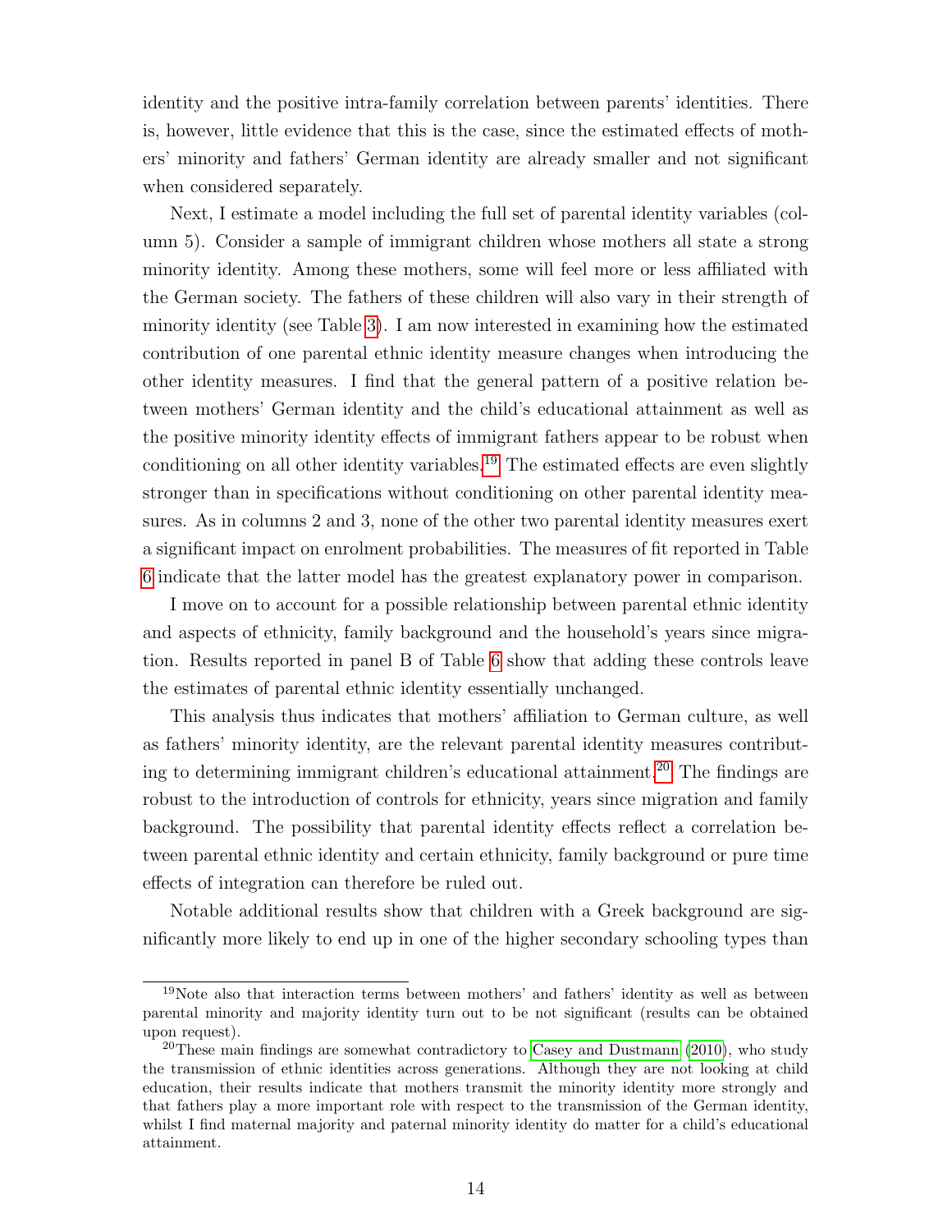identity and the positive intra-family correlation between parents' identities. There is, however, little evidence that this is the case, since the estimated effects of mothers' minority and fathers' German identity are already smaller and not significant when considered separately.

Next, I estimate a model including the full set of parental identity variables (column 5). Consider a sample of immigrant children whose mothers all state a strong minority identity. Among these mothers, some will feel more or less affiliated with the German society. The fathers of these children will also vary in their strength of minority identity (see Table 3). I am now interested in examining how the estimated contribution of one parental ethnic identity measure changes when introducing the other identity measures. I find that the general pattern of a positive relation between mothers' German identity and the child's educational attainment as well as the positive minority identity effects of immigrant fathers appear to be robust when conditioning on all other identity variables.[19] The estimated effects are even slightly stronger than in specifications without conditioning on other parental identity measures. As in columns 2 and 3, none of the other two parental identity measures exert a significant impact on enrolment probabilities. The measures of fit reported in Table 6 indicate that the latter model has the greatest explanatory power in comparison.

I move on to account for a possible relationship between parental ethnic identity and aspects of ethnicity, family background and the household's years since migration. Results reported in panel B of Table 6 show that adding these controls leave the estimates of parental ethnic identity essentially unchanged.

This analysis thus indicates that mothers' affiliation to German culture, as well as fathers' minority identity, are the relevant parental identity measures contributing to determining immigrant children's educational attainment.[20] The findings are robust to the introduction of controls for ethnicity, years since migration and family background. The possibility that parental identity effects reflect a correlation between parental ethnic identity and certain ethnicity, family background or pure time effects of integration can therefore be ruled out.

Notable additional results show that children with a Greek background are significantly more likely to end up in one of the higher secondary schooling types than

---

[19] Note also that interaction terms between mothers' and fathers' identity as well as between parental minority and majority identity turn out to be not significant (results can be obtained upon request).

[20] These main findings are somewhat contradictory to Casey and Dustmann (2010), who study the transmission of ethnic identities across generations. Although they are not looking at child education, their results indicate that mothers transmit the minority identity more strongly and that fathers play a more important role with respect to the transmission of the German identity, whilst I find maternal majority and paternal minority identity do matter for a child's educational attainment.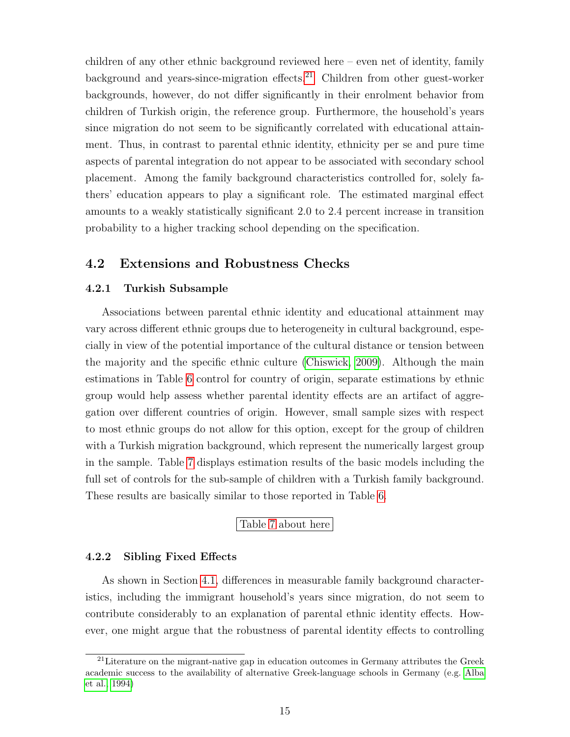children of any other ethnic background reviewed here – even net of identity, family background and years-since-migration effects.[21] Children from other guest-worker backgrounds, however, do not differ significantly in their enrolment behavior from children of Turkish origin, the reference group. Furthermore, the household's years since migration do not seem to be significantly correlated with educational attainment. Thus, in contrast to parental ethnic identity, ethnicity per se and pure time aspects of parental integration do not appear to be associated with secondary school placement. Among the family background characteristics controlled for, solely fathers' education appears to play a significant role. The estimated marginal effect amounts to a weakly statistically significant 2.0 to 2.4 percent increase in transition probability to a higher tracking school depending on the specification.

## 4.2 Extensions and Robustness Checks

### 4.2.1 Turkish Subsample

Associations between parental ethnic identity and educational attainment may vary across different ethnic groups due to heterogeneity in cultural background, especially in view of the potential importance of the cultural distance or tension between the majority and the specific ethnic culture (Chiswick, 2009). Although the main estimations in Table 6 control for country of origin, separate estimations by ethnic group would help assess whether parental identity effects are an artifact of aggregation over different countries of origin. However, small sample sizes with respect to most ethnic groups do not allow for this option, except for the group of children with a Turkish migration background, which represent the numerically largest group in the sample. Table 7 displays estimation results of the basic models including the full set of controls for the sub-sample of children with a Turkish family background. These results are basically similar to those reported in Table 6.

Table 7 about here

### 4.2.2 Sibling Fixed Effects

As shown in Section 4.1, differences in measurable family background characteristics, including the immigrant household's years since migration, do not seem to contribute considerably to an explanation of parental ethnic identity effects. However, one might argue that the robustness of parental identity effects to controlling

[21] Literature on the migrant-native gap in education outcomes in Germany attributes the Greek academic success to the availability of alternative Greek-language schools in Germany (e.g. Alba et al., 1994)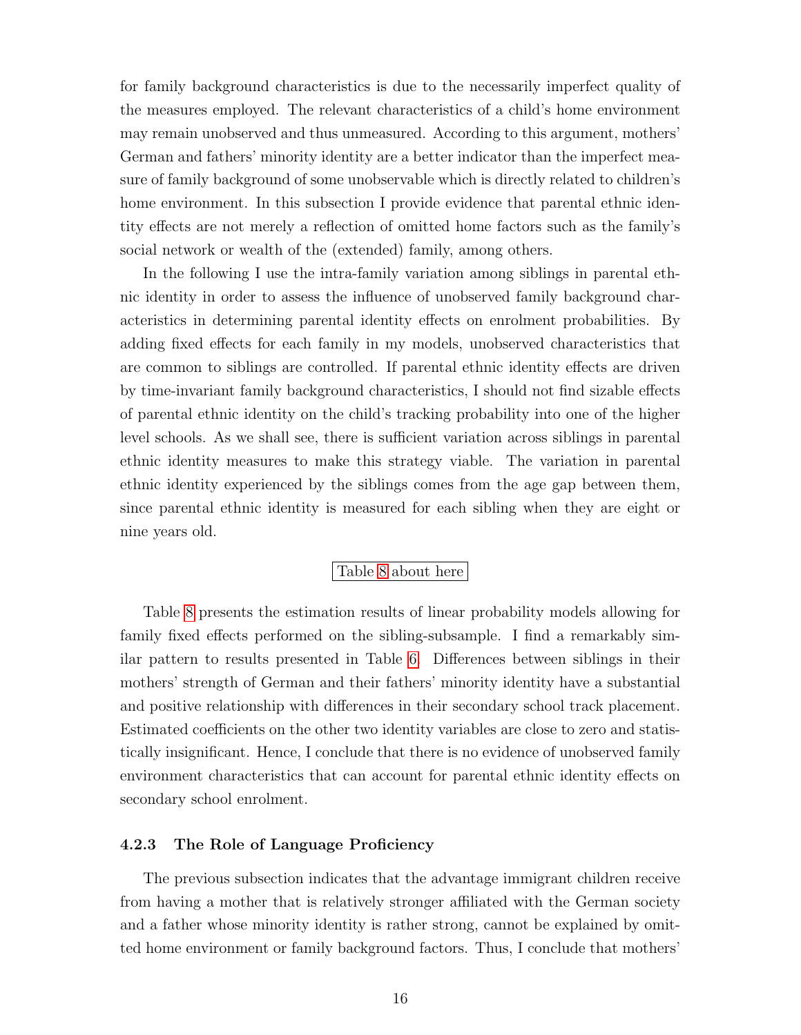for family background characteristics is due to the necessarily imperfect quality of the measures employed. The relevant characteristics of a child's home environment may remain unobserved and thus unmeasured. According to this argument, mothers' German and fathers' minority identity are a better indicator than the imperfect measure of family background of some unobservable which is directly related to children's home environment. In this subsection I provide evidence that parental ethnic identity effects are not merely a reflection of omitted home factors such as the family's social network or wealth of the (extended) family, among others.

In the following I use the intra-family variation among siblings in parental ethnic identity in order to assess the influence of unobserved family background characteristics in determining parental identity effects on enrolment probabilities. By adding fixed effects for each family in my models, unobserved characteristics that are common to siblings are controlled. If parental ethnic identity effects are driven by time-invariant family background characteristics, I should not find sizable effects of parental ethnic identity on the child's tracking probability into one of the higher level schools. As we shall see, there is sufficient variation across siblings in parental ethnic identity measures to make this strategy viable. The variation in parental ethnic identity experienced by the siblings comes from the age gap between them, since parental ethnic identity is measured for each sibling when they are eight or nine years old.

Table 8 about here

Table 8 presents the estimation results of linear probability models allowing for family fixed effects performed on the sibling-subsample. I find a remarkably similar pattern to results presented in Table 6. Differences between siblings in their mothers' strength of German and their fathers' minority identity have a substantial and positive relationship with differences in their secondary school track placement. Estimated coefficients on the other two identity variables are close to zero and statistically insignificant. Hence, I conclude that there is no evidence of unobserved family environment characteristics that can account for parental ethnic identity effects on secondary school enrolment.

### 4.2.3 The Role of Language Proficiency

The previous subsection indicates that the advantage immigrant children receive from having a mother that is relatively stronger affiliated with the German society and a father whose minority identity is rather strong, cannot be explained by omitted home environment or family background factors. Thus, I conclude that mothers'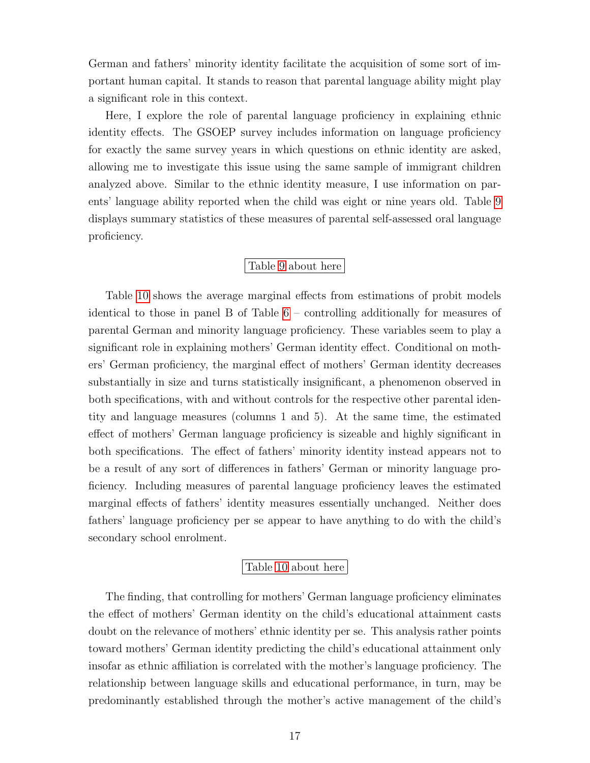German and fathers' minority identity facilitate the acquisition of some sort of important human capital. It stands to reason that parental language ability might play a significant role in this context.

Here, I explore the role of parental language proficiency in explaining ethnic identity effects. The GSOEP survey includes information on language proficiency for exactly the same survey years in which questions on ethnic identity are asked, allowing me to investigate this issue using the same sample of immigrant children analyzed above. Similar to the ethnic identity measure, I use information on parents' language ability reported when the child was eight or nine years old. Table 9 displays summary statistics of these measures of parental self-assessed oral language proficiency.

Table 9 about here

Table 10 shows the average marginal effects from estimations of probit models identical to those in panel B of Table 6 – controlling additionally for measures of parental German and minority language proficiency. These variables seem to play a significant role in explaining mothers' German identity effect. Conditional on mothers' German proficiency, the marginal effect of mothers' German identity decreases substantially in size and turns statistically insignificant, a phenomenon observed in both specifications, with and without controls for the respective other parental identity and language measures (columns 1 and 5). At the same time, the estimated effect of mothers' German language proficiency is sizeable and highly significant in both specifications. The effect of fathers' minority identity instead appears not to be a result of any sort of differences in fathers' German or minority language proficiency. Including measures of parental language proficiency leaves the estimated marginal effects of fathers' identity measures essentially unchanged. Neither does fathers' language proficiency per se appear to have anything to do with the child's secondary school enrolment.

Table 10 about here

The finding, that controlling for mothers' German language proficiency eliminates the effect of mothers' German identity on the child's educational attainment casts doubt on the relevance of mothers' ethnic identity per se. This analysis rather points toward mothers' German identity predicting the child's educational attainment only insofar as ethnic affiliation is correlated with the mother's language proficiency. The relationship between language skills and educational performance, in turn, may be predominantly established through the mother's active management of the child's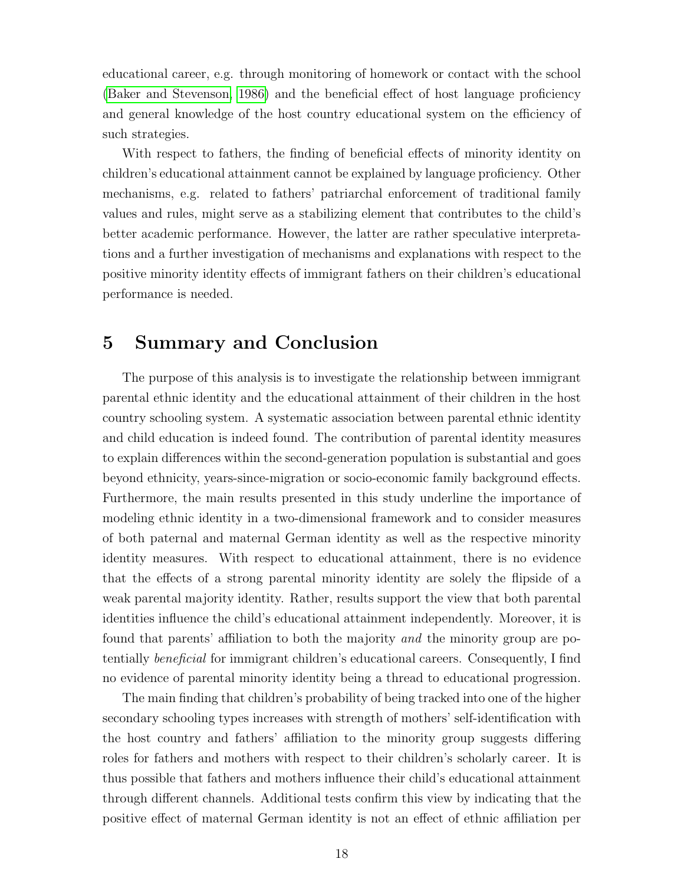educational career, e.g. through monitoring of homework or contact with the school (Baker and Stevenson, 1986) and the beneficial effect of host language proficiency and general knowledge of the host country educational system on the efficiency of such strategies.

With respect to fathers, the finding of beneficial effects of minority identity on children's educational attainment cannot be explained by language proficiency. Other mechanisms, e.g. related to fathers' patriarchal enforcement of traditional family values and rules, might serve as a stabilizing element that contributes to the child's better academic performance. However, the latter are rather speculative interpretations and a further investigation of mechanisms and explanations with respect to the positive minority identity effects of immigrant fathers on their children's educational performance is needed.

# 5 Summary and Conclusion

The purpose of this analysis is to investigate the relationship between immigrant parental ethnic identity and the educational attainment of their children in the host country schooling system. A systematic association between parental ethnic identity and child education is indeed found. The contribution of parental identity measures to explain differences within the second-generation population is substantial and goes beyond ethnicity, years-since-migration or socio-economic family background effects. Furthermore, the main results presented in this study underline the importance of modeling ethnic identity in a two-dimensional framework and to consider measures of both paternal and maternal German identity as well as the respective minority identity measures. With respect to educational attainment, there is no evidence that the effects of a strong parental minority identity are solely the flipside of a weak parental majority identity. Rather, results support the view that both parental identities influence the child's educational attainment independently. Moreover, it is found that parents' affiliation to both the majority *and* the minority group are potentially *beneficial* for immigrant children's educational careers. Consequently, I find no evidence of parental minority identity being a thread to educational progression.

The main finding that children's probability of being tracked into one of the higher secondary schooling types increases with strength of mothers' self-identification with the host country and fathers' affiliation to the minority group suggests differing roles for fathers and mothers with respect to their children's scholarly career. It is thus possible that fathers and mothers influence their child's educational attainment through different channels. Additional tests confirm this view by indicating that the positive effect of maternal German identity is not an effect of ethnic affiliation per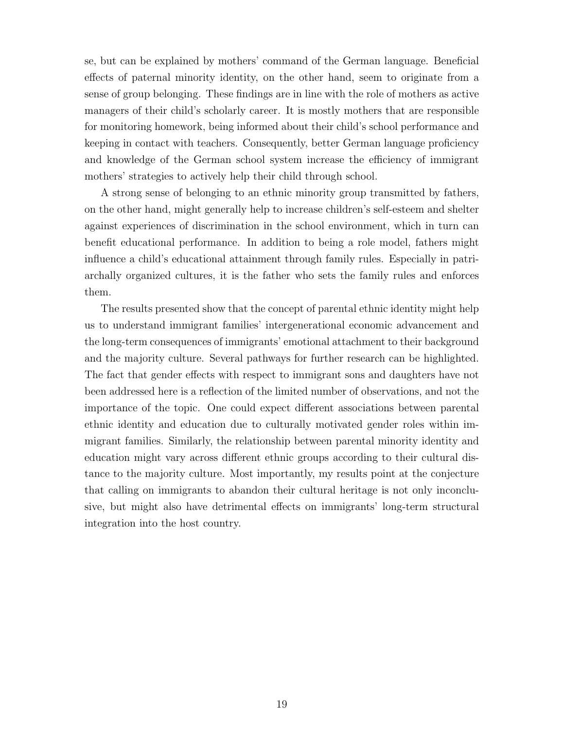se, but can be explained by mothers' command of the German language. Beneficial effects of paternal minority identity, on the other hand, seem to originate from a sense of group belonging. These findings are in line with the role of mothers as active managers of their child's scholarly career. It is mostly mothers that are responsible for monitoring homework, being informed about their child's school performance and keeping in contact with teachers. Consequently, better German language proficiency and knowledge of the German school system increase the efficiency of immigrant mothers' strategies to actively help their child through school.

A strong sense of belonging to an ethnic minority group transmitted by fathers, on the other hand, might generally help to increase children's self-esteem and shelter against experiences of discrimination in the school environment, which in turn can benefit educational performance. In addition to being a role model, fathers might influence a child's educational attainment through family rules. Especially in patriarchally organized cultures, it is the father who sets the family rules and enforces them.

The results presented show that the concept of parental ethnic identity might help us to understand immigrant families' intergenerational economic advancement and the long-term consequences of immigrants' emotional attachment to their background and the majority culture. Several pathways for further research can be highlighted. The fact that gender effects with respect to immigrant sons and daughters have not been addressed here is a reflection of the limited number of observations, and not the importance of the topic. One could expect different associations between parental ethnic identity and education due to culturally motivated gender roles within immigrant families. Similarly, the relationship between parental minority identity and education might vary across different ethnic groups according to their cultural distance to the majority culture. Most importantly, my results point at the conjecture that calling on immigrants to abandon their cultural heritage is not only inconclusive, but might also have detrimental effects on immigrants' long-term structural integration into the host country.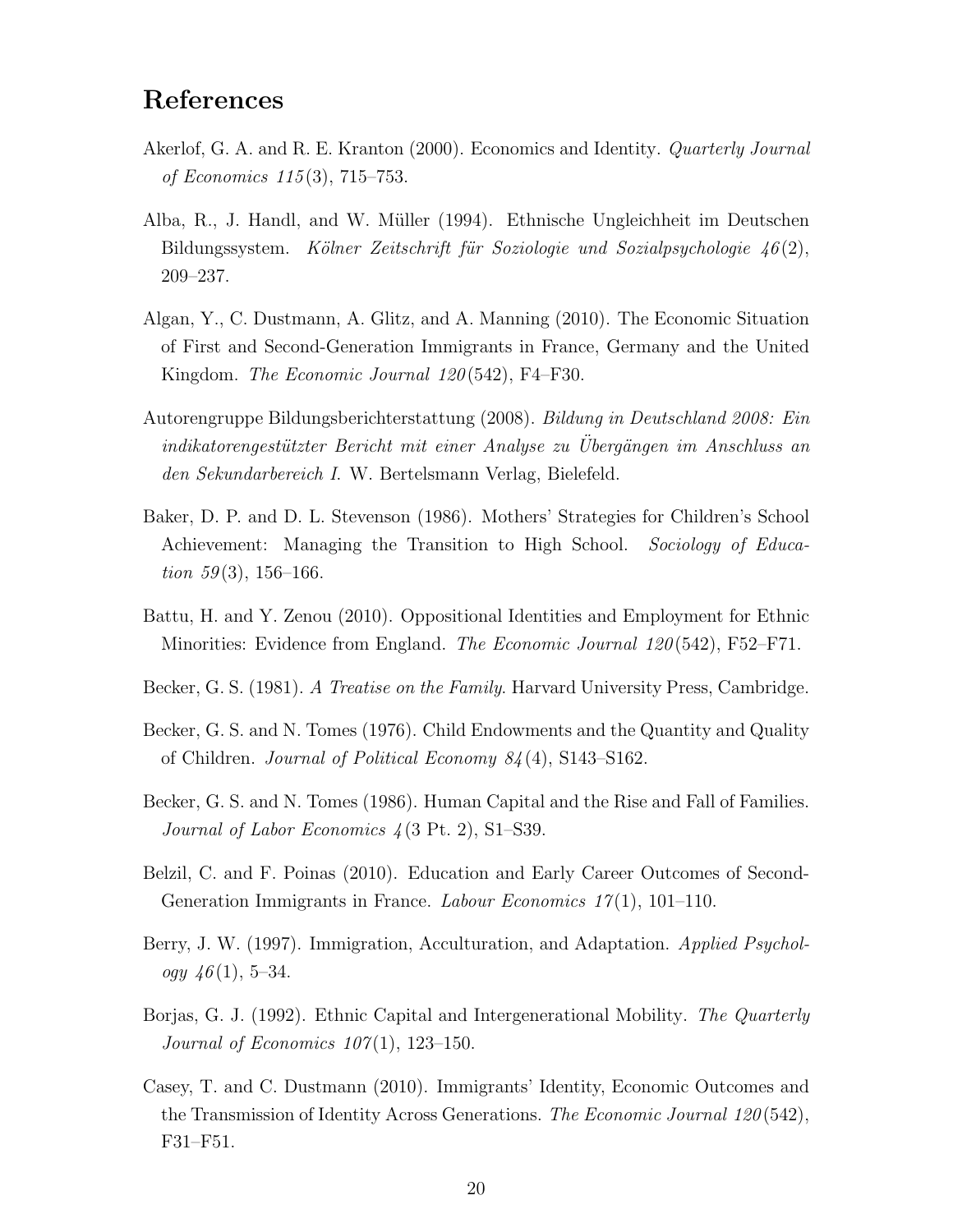## References

Akerlof, G. A. and R. E. Kranton (2000). Economics and Identity. *Quarterly Journal of Economics 115*(3), 715–753.

Alba, R., J. Handl, and W. Müller (1994). Ethnische Ungleichheit im Deutschen Bildungssystem. *Kölner Zeitschrift für Soziologie und Sozialpsychologie 46*(2), 209–237.

Algan, Y., C. Dustmann, A. Glitz, and A. Manning (2010). The Economic Situation of First and Second-Generation Immigrants in France, Germany and the United Kingdom. *The Economic Journal 120*(542), F4–F30.

Autorengruppe Bildungsberichterstattung (2008). *Bildung in Deutschland 2008: Ein indikatorengestützter Bericht mit einer Analyse zu Übergängen im Anschluss an den Sekundarbereich I*. W. Bertelsmann Verlag, Bielefeld.

Baker, D. P. and D. L. Stevenson (1986). Mothers' Strategies for Children's School Achievement: Managing the Transition to High School. *Sociology of Education 59*(3), 156–166.

Battu, H. and Y. Zenou (2010). Oppositional Identities and Employment for Ethnic Minorities: Evidence from England. *The Economic Journal 120*(542), F52–F71.

Becker, G. S. (1981). *A Treatise on the Family*. Harvard University Press, Cambridge.

Becker, G. S. and N. Tomes (1976). Child Endowments and the Quantity and Quality of Children. *Journal of Political Economy 84*(4), S143–S162.

Becker, G. S. and N. Tomes (1986). Human Capital and the Rise and Fall of Families. *Journal of Labor Economics 4*(3 Pt. 2), S1–S39.

Belzil, C. and F. Poinas (2010). Education and Early Career Outcomes of Second-Generation Immigrants in France. *Labour Economics 17*(1), 101–110.

Berry, J. W. (1997). Immigration, Acculturation, and Adaptation. *Applied Psychology 46*(1), 5–34.

Borjas, G. J. (1992). Ethnic Capital and Intergenerational Mobility. *The Quarterly Journal of Economics 107*(1), 123–150.

Casey, T. and C. Dustmann (2010). Immigrants' Identity, Economic Outcomes and the Transmission of Identity Across Generations. *The Economic Journal 120*(542), F31–F51.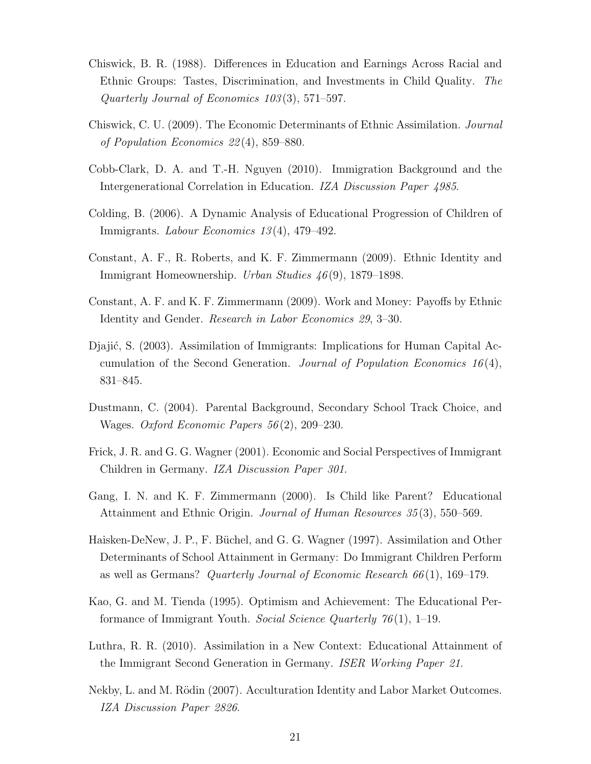Chiswick, B. R. (1988). Differences in Education and Earnings Across Racial and Ethnic Groups: Tastes, Discrimination, and Investments in Child Quality. *The Quarterly Journal of Economics 103*(3), 571–597.

Chiswick, C. U. (2009). The Economic Determinants of Ethnic Assimilation. *Journal of Population Economics 22*(4), 859–880.

Cobb-Clark, D. A. and T.-H. Nguyen (2010). Immigration Background and the Intergenerational Correlation in Education. *IZA Discussion Paper 4985*.

Colding, B. (2006). A Dynamic Analysis of Educational Progression of Children of Immigrants. *Labour Economics 13*(4), 479–492.

Constant, A. F., R. Roberts, and K. F. Zimmermann (2009). Ethnic Identity and Immigrant Homeownership. *Urban Studies 46*(9), 1879–1898.

Constant, A. F. and K. F. Zimmermann (2009). Work and Money: Payoffs by Ethnic Identity and Gender. *Research in Labor Economics 29*, 3–30.

Djajić, S. (2003). Assimilation of Immigrants: Implications for Human Capital Accumulation of the Second Generation. *Journal of Population Economics 16*(4), 831–845.

Dustmann, C. (2004). Parental Background, Secondary School Track Choice, and Wages. *Oxford Economic Papers 56*(2), 209–230.

Frick, J. R. and G. G. Wagner (2001). Economic and Social Perspectives of Immigrant Children in Germany. *IZA Discussion Paper 301*.

Gang, I. N. and K. F. Zimmermann (2000). Is Child like Parent? Educational Attainment and Ethnic Origin. *Journal of Human Resources 35*(3), 550–569.

Haisken-DeNew, J. P., F. Büchel, and G. G. Wagner (1997). Assimilation and Other Determinants of School Attainment in Germany: Do Immigrant Children Perform as well as Germans? *Quarterly Journal of Economic Research 66*(1), 169–179.

Kao, G. and M. Tienda (1995). Optimism and Achievement: The Educational Performance of Immigrant Youth. *Social Science Quarterly 76*(1), 1–19.

Luthra, R. R. (2010). Assimilation in a New Context: Educational Attainment of the Immigrant Second Generation in Germany. *ISER Working Paper 21*.

Nekby, L. and M. Rödin (2007). Acculturation Identity and Labor Market Outcomes. *IZA Discussion Paper 2826*.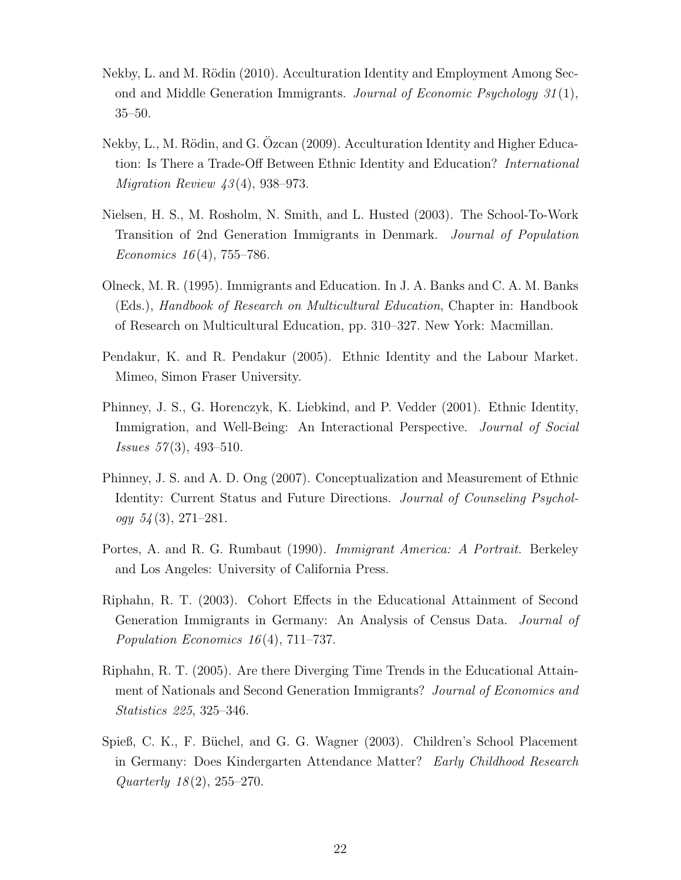Nekby, L. and M. Rödin (2010). Acculturation Identity and Employment Among Second and Middle Generation Immigrants. *Journal of Economic Psychology 31*(1), 35–50.

Nekby, L., M. Rödin, and G. Özcan (2009). Acculturation Identity and Higher Education: Is There a Trade-Off Between Ethnic Identity and Education? *International Migration Review 43*(4), 938–973.

Nielsen, H. S., M. Rosholm, N. Smith, and L. Husted (2003). The School-To-Work Transition of 2nd Generation Immigrants in Denmark. *Journal of Population Economics 16*(4), 755–786.

Olneck, M. R. (1995). Immigrants and Education. In J. A. Banks and C. A. M. Banks (Eds.), *Handbook of Research on Multicultural Education*, Chapter in: Handbook of Research on Multicultural Education, pp. 310–327. New York: Macmillan.

Pendakur, K. and R. Pendakur (2005). Ethnic Identity and the Labour Market. Mimeo, Simon Fraser University.

Phinney, J. S., G. Horenczyk, K. Liebkind, and P. Vedder (2001). Ethnic Identity, Immigration, and Well-Being: An Interactional Perspective. *Journal of Social Issues 57*(3), 493–510.

Phinney, J. S. and A. D. Ong (2007). Conceptualization and Measurement of Ethnic Identity: Current Status and Future Directions. *Journal of Counseling Psychology 54*(3), 271–281.

Portes, A. and R. G. Rumbaut (1990). *Immigrant America: A Portrait.* Berkeley and Los Angeles: University of California Press.

Riphahn, R. T. (2003). Cohort Effects in the Educational Attainment of Second Generation Immigrants in Germany: An Analysis of Census Data. *Journal of Population Economics 16*(4), 711–737.

Riphahn, R. T. (2005). Are there Diverging Time Trends in the Educational Attainment of Nationals and Second Generation Immigrants? *Journal of Economics and Statistics 225*, 325–346.

Spieß, C. K., F. Büchel, and G. G. Wagner (2003). Children's School Placement in Germany: Does Kindergarten Attendance Matter? *Early Childhood Research Quarterly 18*(2), 255–270.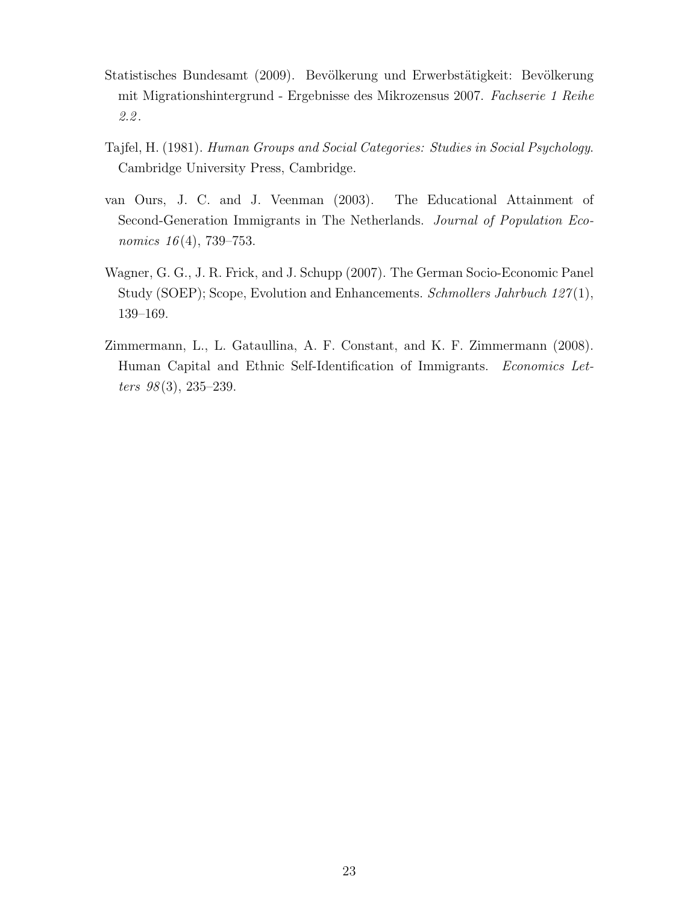Statistisches Bundesamt (2009). Bevölkerung und Erwerbstätigkeit: Bevölkerung mit Migrationshintergrund - Ergebnisse des Mikrozensus 2007. *Fachserie 1 Reihe 2.2*.

Tajfel, H. (1981). *Human Groups and Social Categories: Studies in Social Psychology*. Cambridge University Press, Cambridge.

van Ours, J. C. and J. Veenman (2003). The Educational Attainment of Second-Generation Immigrants in The Netherlands. *Journal of Population Economics 16*(4), 739–753.

Wagner, G. G., J. R. Frick, and J. Schupp (2007). The German Socio-Economic Panel Study (SOEP); Scope, Evolution and Enhancements. *Schmollers Jahrbuch 127*(1), 139–169.

Zimmermann, L., L. Gataullina, A. F. Constant, and K. F. Zimmermann (2008). Human Capital and Ethnic Self-Identification of Immigrants. *Economics Letters 98*(3), 235–239.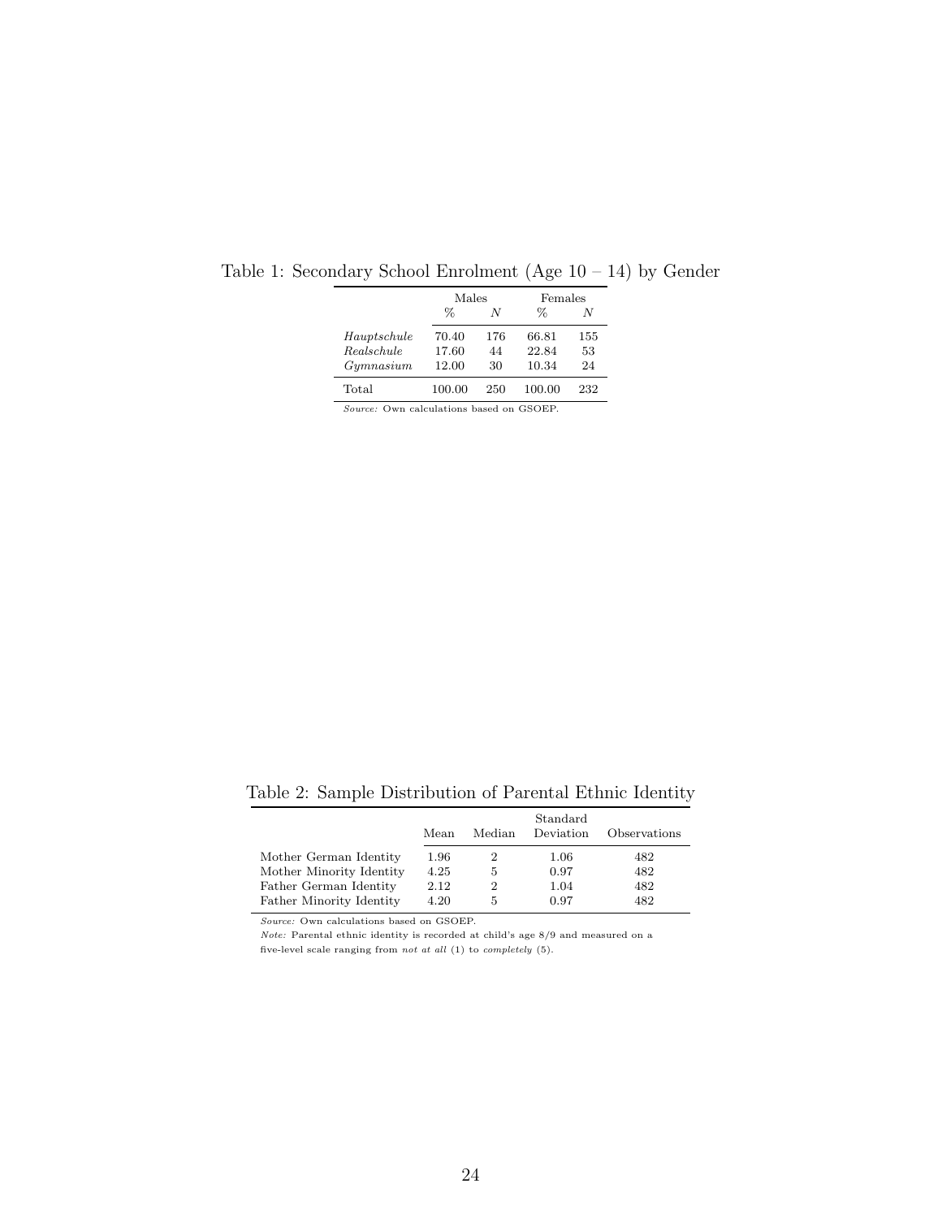Table 1: Secondary School Enrolment (Age 10 – 14) by Gender

| | Males | | Females | |
|---|---|---|---|---|
| | % | *N* | % | *N* |
| *Hauptschule* | 70.40 | 176 | 66.81 | 155 |
| *Realschule* | 17.60 | 44 | 22.84 | 53 |
| *Gymnasium* | 12.00 | 30 | 10.34 | 24 |
| Total | 100.00 | 250 | 100.00 | 232 |

*Source:* Own calculations based on GSOEP.

Table 2: Sample Distribution of Parental Ethnic Identity

| | Mean | Median | Standard Deviation | Observations |
|---|---|---|---|---|
| Mother German Identity | 1.96 | 2 | 1.06 | 482 |
| Mother Minority Identity | 4.25 | 5 | 0.97 | 482 |
| Father German Identity | 2.12 | 2 | 1.04 | 482 |
| Father Minority Identity | 4.20 | 5 | 0.97 | 482 |

*Source:* Own calculations based on GSOEP.
*Note:* Parental ethnic identity is recorded at child's age 8/9 and measured on a five-level scale ranging from *not at all* (1) to *completely* (5).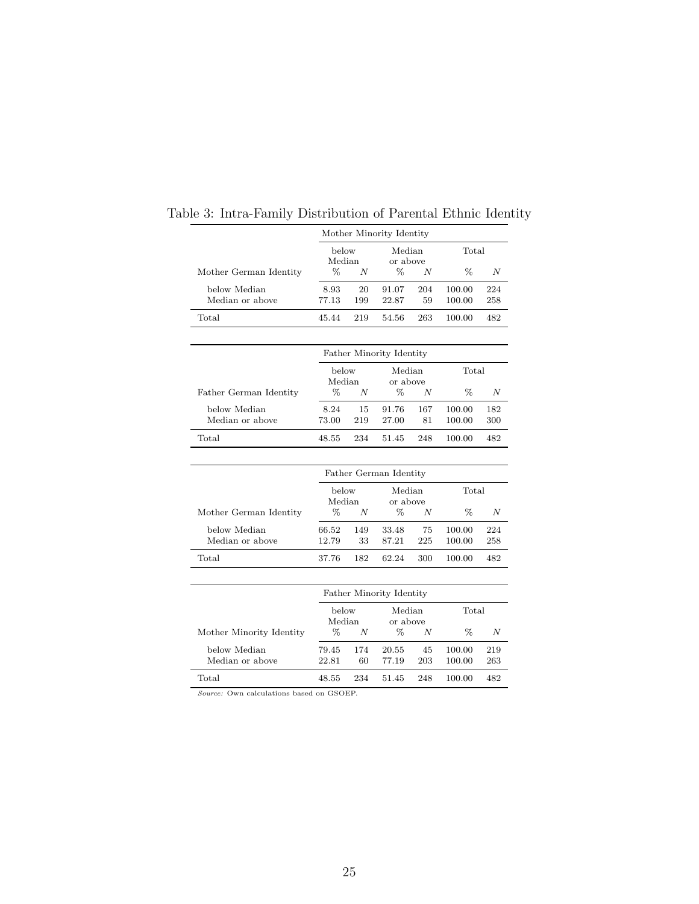Table 3: Intra-Family Distribution of Parental Ethnic Identity

| | Mother Minority Identity | | | | | |
|---|---|---|---|---|---|---|
| | below Median | | Median or above | | Total | |
| Mother German Identity | % | $N$ | % | $N$ | % | $N$ |
| below Median | 8.93 | 20 | 91.07 | 204 | 100.00 | 224 |
| Median or above | 77.13 | 199 | 22.87 | 59 | 100.00 | 258 |
| Total | 45.44 | 219 | 54.56 | 263 | 100.00 | 482 |

| | Father Minority Identity | | | | | |
|---|---|---|---|---|---|---|
| | below Median | | Median or above | | Total | |
| Father German Identity | % | $N$ | % | $N$ | % | $N$ |
| below Median | 8.24 | 15 | 91.76 | 167 | 100.00 | 182 |
| Median or above | 73.00 | 219 | 27.00 | 81 | 100.00 | 300 |
| Total | 48.55 | 234 | 51.45 | 248 | 100.00 | 482 |

| | Father German Identity | | | | | |
|---|---|---|---|---|---|---|
| | below Median | | Median or above | | Total | |
| Mother German Identity | % | $N$ | % | $N$ | % | $N$ |
| below Median | 66.52 | 149 | 33.48 | 75 | 100.00 | 224 |
| Median or above | 12.79 | 33 | 87.21 | 225 | 100.00 | 258 |
| Total | 37.76 | 182 | 62.24 | 300 | 100.00 | 482 |

| | Father Minority Identity | | | | | |
|---|---|---|---|---|---|---|
| | below Median | | Median or above | | Total | |
| Mother Minority Identity | % | $N$ | % | $N$ | % | $N$ |
| below Median | 79.45 | 174 | 20.55 | 45 | 100.00 | 219 |
| Median or above | 22.81 | 60 | 77.19 | 203 | 100.00 | 263 |
| Total | 48.55 | 234 | 51.45 | 248 | 100.00 | 482 |

*Source:* Own calculations based on GSOEP.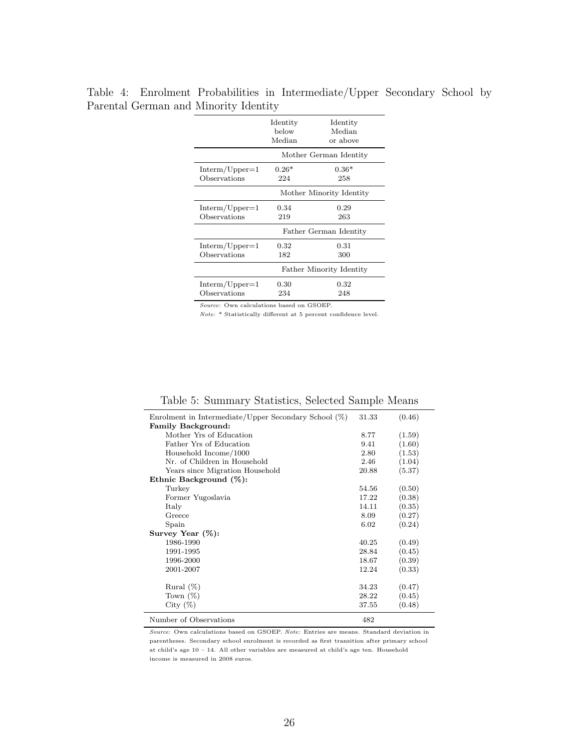Table 4: Enrolment Probabilities in Intermediate/Upper Secondary School by Parental German and Minority Identity

| | Identity below Median | Identity Median or above |
|---|---|---|
| | Mother German Identity | |
| Interm/Upper=1 | 0.26* | 0.36* |
| Observations | 224 | 258 |
| | Mother Minority Identity | |
| Interm/Upper=1 | 0.34 | 0.29 |
| Observations | 219 | 263 |
| | Father German Identity | |
| Interm/Upper=1 | 0.32 | 0.31 |
| Observations | 182 | 300 |
| | Father Minority Identity | |
| Interm/Upper=1 | 0.30 | 0.32 |
| Observations | 234 | 248 |

*Source:* Own calculations based on GSOEP.

*Note:* * Statistically different at 5 percent confidence level.

Table 5: Summary Statistics, Selected Sample Means

| | | |
|---|---|---|
| Enrolment in Intermediate/Upper Secondary School (%) | 31.33 | (0.46) |
| **Family Background:** | | |
| Mother Yrs of Education | 8.77 | (1.59) |
| Father Yrs of Education | 9.41 | (1.60) |
| Household Income/1000 | 2.80 | (1.53) |
| Nr. of Children in Household | 2.46 | (1.04) |
| Years since Migration Household | 20.88 | (5.37) |
| **Ethnic Background (%):** | | |
| Turkey | 54.56 | (0.50) |
| Former Yugoslavia | 17.22 | (0.38) |
| Italy | 14.11 | (0.35) |
| Greece | 8.09 | (0.27) |
| Spain | 6.02 | (0.24) |
| **Survey Year (%):** | | |
| 1986-1990 | 40.25 | (0.49) |
| 1991-1995 | 28.84 | (0.45) |
| 1996-2000 | 18.67 | (0.39) |
| 2001-2007 | 12.24 | (0.33) |
| Rural (%) | 34.23 | (0.47) |
| Town (%) | 28.22 | (0.45) |
| City (%) | 37.55 | (0.48) |
| Number of Observations | 482 | |

*Source:* Own calculations based on GSOEP. *Note:* Entries are means. Standard deviation in parentheses. Secondary school enrolment is recorded as first transition after primary school at child's age 10 – 14. All other variables are measured at child's age ten. Household income is measured in 2008 euros.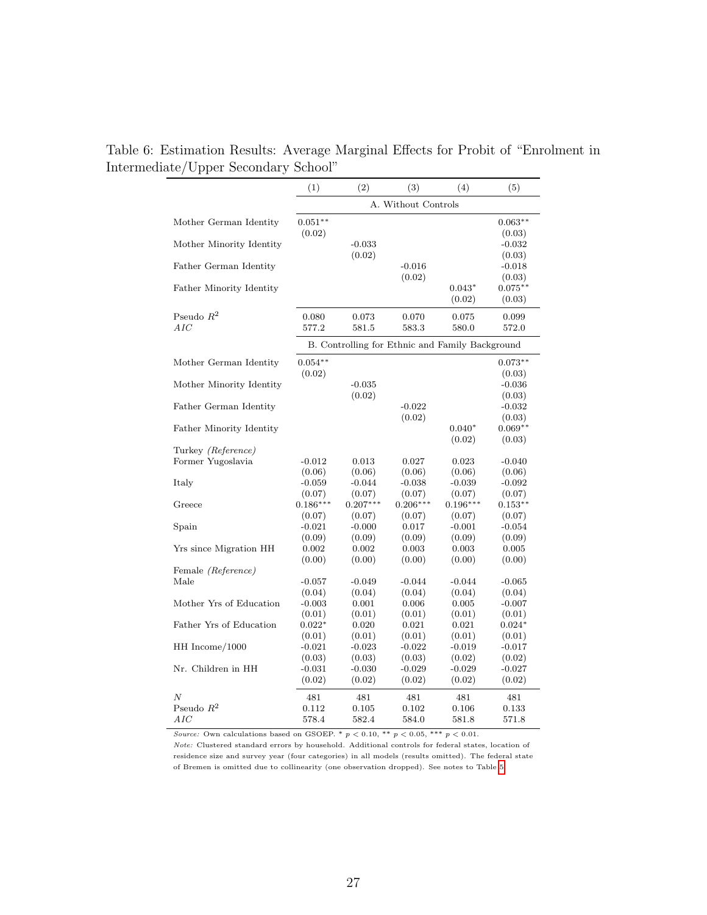Table 6: Estimation Results: Average Marginal Effects for Probit of "Enrolment in Intermediate/Upper Secondary School"

| | (1) | (2) | (3) | (4) | (5) |
|---|---|---|---|---|---|
| | A. Without Controls | | | | |
| Mother German Identity | 0.051** | | | | 0.063** |
| | (0.02) | | | | (0.03) |
| Mother Minority Identity | | -0.033 | | | -0.032 |
| | | (0.02) | | | (0.03) |
| Father German Identity | | | -0.016 | | -0.018 |
| | | | (0.02) | | (0.03) |
| Father Minority Identity | | | | 0.043* | 0.075** |
| | | | | (0.02) | (0.03) |
| Pseudo $R^2$ | 0.080 | 0.073 | 0.070 | 0.075 | 0.099 |
| *AIC* | 577.2 | 581.5 | 583.3 | 580.0 | 572.0 |
| | B. Controlling for Ethnic and Family Background | | | | |
| Mother German Identity | 0.054** | | | | 0.073** |
| | (0.02) | | | | (0.03) |
| Mother Minority Identity | | -0.035 | | | -0.036 |
| | | (0.02) | | | (0.03) |
| Father German Identity | | | -0.022 | | -0.032 |
| | | | (0.02) | | (0.03) |
| Father Minority Identity | | | | 0.040* | 0.069** |
| | | | | (0.02) | (0.03) |
| Turkey *(Reference)* | | | | | |
| Former Yugoslavia | -0.012 | 0.013 | 0.027 | 0.023 | -0.040 |
| | (0.06) | (0.06) | (0.06) | (0.06) | (0.06) |
| Italy | -0.059 | -0.044 | -0.038 | -0.039 | -0.092 |
| | (0.07) | (0.07) | (0.07) | (0.07) | (0.07) |
| Greece | 0.186*** | 0.207*** | 0.206*** | 0.196*** | 0.153** |
| | (0.07) | (0.07) | (0.07) | (0.07) | (0.07) |
| Spain | -0.021 | -0.000 | 0.017 | -0.001 | -0.054 |
| | (0.09) | (0.09) | (0.09) | (0.09) | (0.09) |
| Yrs since Migration HH | 0.002 | 0.002 | 0.003 | 0.003 | 0.005 |
| | (0.00) | (0.00) | (0.00) | (0.00) | (0.00) |
| Female *(Reference)* | | | | | |
| Male | -0.057 | -0.049 | -0.044 | -0.044 | -0.065 |
| | (0.04) | (0.04) | (0.04) | (0.04) | (0.04) |
| Mother Yrs of Education | -0.003 | 0.001 | 0.006 | 0.005 | -0.007 |
| | (0.01) | (0.01) | (0.01) | (0.01) | (0.01) |
| Father Yrs of Education | 0.022* | 0.020 | 0.021 | 0.021 | 0.024* |
| | (0.01) | (0.01) | (0.01) | (0.01) | (0.01) |
| HH Income/1000 | -0.021 | -0.023 | -0.022 | -0.019 | -0.017 |
| | (0.03) | (0.03) | (0.03) | (0.02) | (0.02) |
| Nr. Children in HH | -0.031 | -0.030 | -0.029 | -0.029 | -0.027 |
| | (0.02) | (0.02) | (0.02) | (0.02) | (0.02) |
| $N$ | 481 | 481 | 481 | 481 | 481 |
| Pseudo $R^2$ | 0.112 | 0.105 | 0.102 | 0.106 | 0.133 |
| *AIC* | 578.4 | 582.4 | 584.0 | 581.8 | 571.8 |

*Source:* Own calculations based on GSOEP. * $p < 0.10$, ** $p < 0.05$, *** $p < 0.01$.

*Note:* Clustered standard errors by household. Additional controls for federal states, location of residence size and survey year (four categories) in all models (results omitted). The federal state of Bremen is omitted due to collinearity (one observation dropped). See notes to Table 5.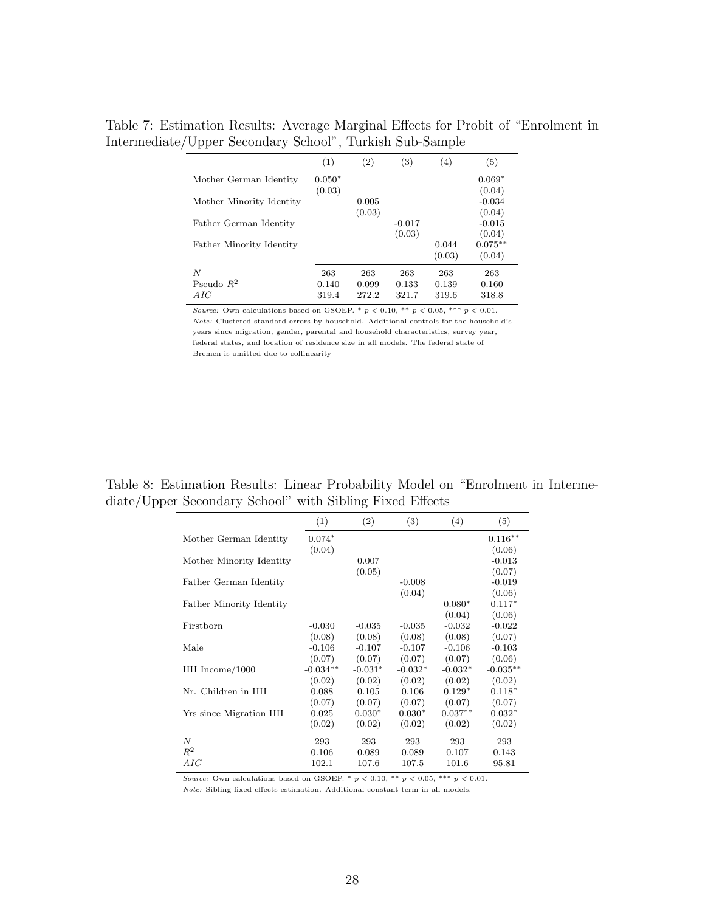Table 7: Estimation Results: Average Marginal Effects for Probit of "Enrolment in Intermediate/Upper Secondary School", Turkish Sub-Sample

| | (1) | (2) | (3) | (4) | (5) |
|---|---|---|---|---|---|
| Mother German Identity | 0.050* | | | | 0.069* |
| | (0.03) | | | | (0.04) |
| Mother Minority Identity | | 0.005 | | | -0.034 |
| | | (0.03) | | | (0.04) |
| Father German Identity | | | -0.017 | | -0.015 |
| | | | (0.03) | | (0.04) |
| Father Minority Identity | | | | 0.044 | 0.075** |
| | | | | (0.03) | (0.04) |
| $N$ | 263 | 263 | 263 | 263 | 263 |
| Pseudo $R^2$ | 0.140 | 0.099 | 0.133 | 0.139 | 0.160 |
| *AIC* | 319.4 | 272.2 | 321.7 | 319.6 | 318.8 |

*Source:* Own calculations based on GSOEP. * $p < 0.10$, ** $p < 0.05$, *** $p < 0.01$.
*Note:* Clustered standard errors by household. Additional controls for the household's years since migration, gender, parental and household characteristics, survey year, federal states, and location of residence size in all models. The federal state of Bremen is omitted due to collinearity

Table 8: Estimation Results: Linear Probability Model on "Enrolment in Intermediate/Upper Secondary School" with Sibling Fixed Effects

| | (1) | (2) | (3) | (4) | (5) |
|---|---|---|---|---|---|
| Mother German Identity | 0.074* | | | | 0.116** |
| | (0.04) | | | | (0.06) |
| Mother Minority Identity | | 0.007 | | | -0.013 |
| | | (0.05) | | | (0.07) |
| Father German Identity | | | -0.008 | | -0.019 |
| | | | (0.04) | | (0.06) |
| Father Minority Identity | | | | 0.080* | 0.117* |
| | | | | (0.04) | (0.06) |
| Firstborn | -0.030 | -0.035 | -0.035 | -0.032 | -0.022 |
| | (0.08) | (0.08) | (0.08) | (0.08) | (0.07) |
| Male | -0.106 | -0.107 | -0.107 | -0.106 | -0.103 |
| | (0.07) | (0.07) | (0.07) | (0.07) | (0.06) |
| HH Income/1000 | -0.034** | -0.031* | -0.032* | -0.032* | -0.035** |
| | (0.02) | (0.02) | (0.02) | (0.02) | (0.02) |
| Nr. Children in HH | 0.088 | 0.105 | 0.106 | 0.129* | 0.118* |
| | (0.07) | (0.07) | (0.07) | (0.07) | (0.07) |
| Yrs since Migration HH | 0.025 | 0.030* | 0.030* | 0.037** | 0.032* |
| | (0.02) | (0.02) | (0.02) | (0.02) | (0.02) |
| $N$ | 293 | 293 | 293 | 293 | 293 |
| $R^2$ | 0.106 | 0.089 | 0.089 | 0.107 | 0.143 |
| *AIC* | 102.1 | 107.6 | 107.5 | 101.6 | 95.81 |

*Source:* Own calculations based on GSOEP. * $p < 0.10$, ** $p < 0.05$, *** $p < 0.01$.
*Note:* Sibling fixed effects estimation. Additional constant term in all models.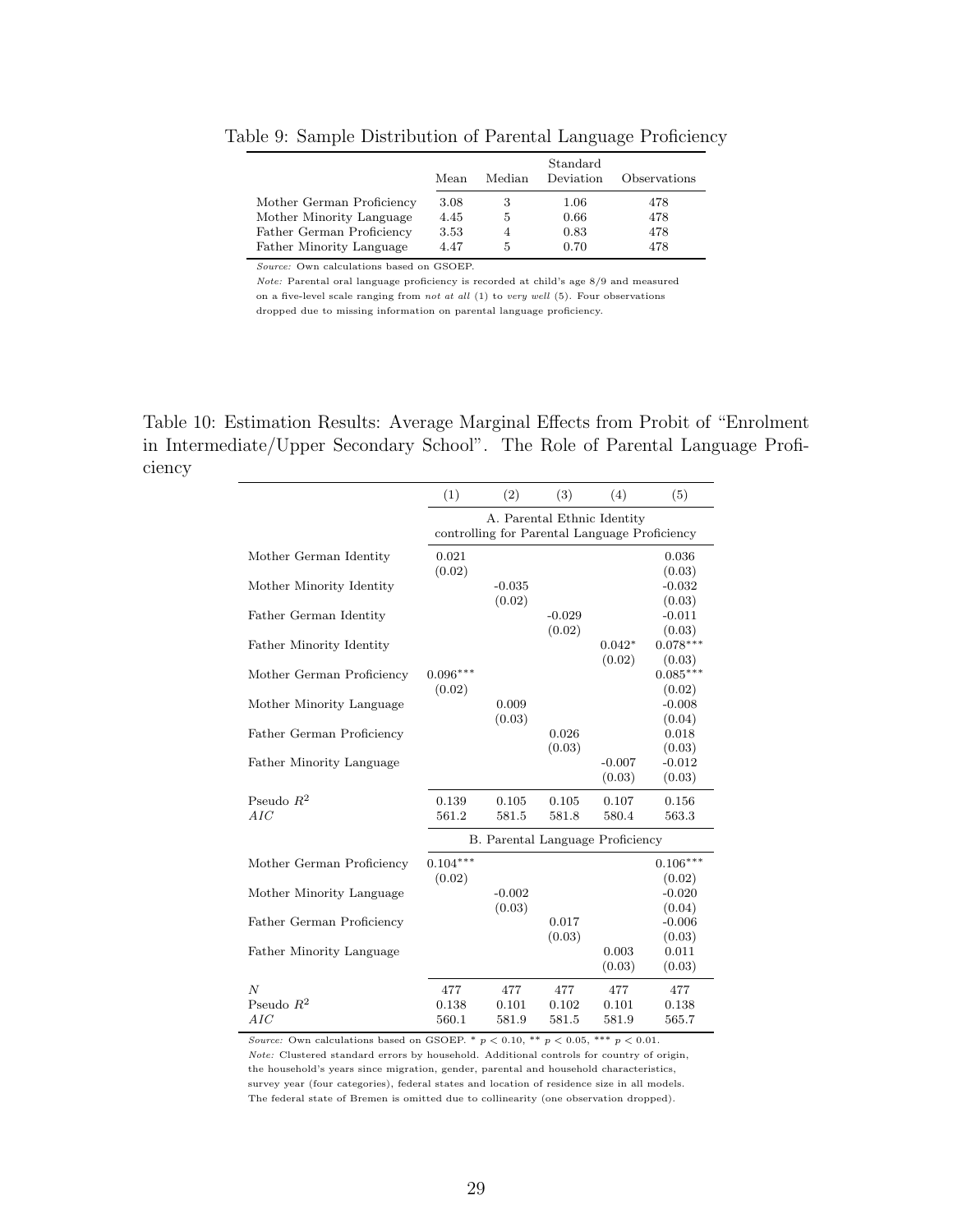Table 9: Sample Distribution of Parental Language Proficiency

| | Mean | Median | Standard Deviation | Observations |
|---|---|---|---|---|
| Mother German Proficiency | 3.08 | 3 | 1.06 | 478 |
| Mother Minority Language | 4.45 | 5 | 0.66 | 478 |
| Father German Proficiency | 3.53 | 4 | 0.83 | 478 |
| Father Minority Language | 4.47 | 5 | 0.70 | 478 |

*Source:* Own calculations based on GSOEP.

*Note:* Parental oral language proficiency is recorded at child's age 8/9 and measured on a five-level scale ranging from *not at all* (1) to *very well* (5). Four observations dropped due to missing information on parental language proficiency.

Table 10: Estimation Results: Average Marginal Effects from Probit of "Enrolment in Intermediate/Upper Secondary School". The Role of Parental Language Proficiency

| | (1) | (2) | (3) | (4) | (5) |
|---|---|---|---|---|---|
| | A. Parental Ethnic Identity controlling for Parental Language Proficiency | | | | |
| Mother German Identity | 0.021 | | | | 0.036 |
| | (0.02) | | | | (0.03) |
| Mother Minority Identity | | -0.035 | | | -0.032 |
| | | (0.02) | | | (0.03) |
| Father German Identity | | | -0.029 | | -0.011 |
| | | | (0.02) | | (0.03) |
| Father Minority Identity | | | | $0.042^{*}$ | $0.078^{***}$ |
| | | | | (0.02) | (0.03) |
| Mother German Proficiency | $0.096^{***}$ | | | | $0.085^{***}$ |
| | (0.02) | | | | (0.02) |
| Mother Minority Language | | 0.009 | | | -0.008 |
| | | (0.03) | | | (0.04) |
| Father German Proficiency | | | 0.026 | | 0.018 |
| | | | (0.03) | | (0.03) |
| Father Minority Language | | | | -0.007 | -0.012 |
| | | | | (0.03) | (0.03) |
| Pseudo $R^2$ | 0.139 | 0.105 | 0.105 | 0.107 | 0.156 |
| *AIC* | 561.2 | 581.5 | 581.8 | 580.4 | 563.3 |
| | B. Parental Language Proficiency | | | | |
| Mother German Proficiency | $0.104^{***}$ | | | | $0.106^{***}$ |
| | (0.02) | | | | (0.02) |
| Mother Minority Language | | -0.002 | | | -0.020 |
| | | (0.03) | | | (0.04) |
| Father German Proficiency | | | 0.017 | | -0.006 |
| | | | (0.03) | | (0.03) |
| Father Minority Language | | | | 0.003 | 0.011 |
| | | | | (0.03) | (0.03) |
| $N$ | 477 | 477 | 477 | 477 | 477 |
| Pseudo $R^2$ | 0.138 | 0.101 | 0.102 | 0.101 | 0.138 |
| *AIC* | 560.1 | 581.9 | 581.5 | 581.9 | 565.7 |

*Source:* Own calculations based on GSOEP. * $p < 0.10$, ** $p < 0.05$, *** $p < 0.01$.

*Note:* Clustered standard errors by household. Additional controls for country of origin, the household's years since migration, gender, parental and household characteristics, survey year (four categories), federal states and location of residence size in all models. The federal state of Bremen is omitted due to collinearity (one observation dropped).